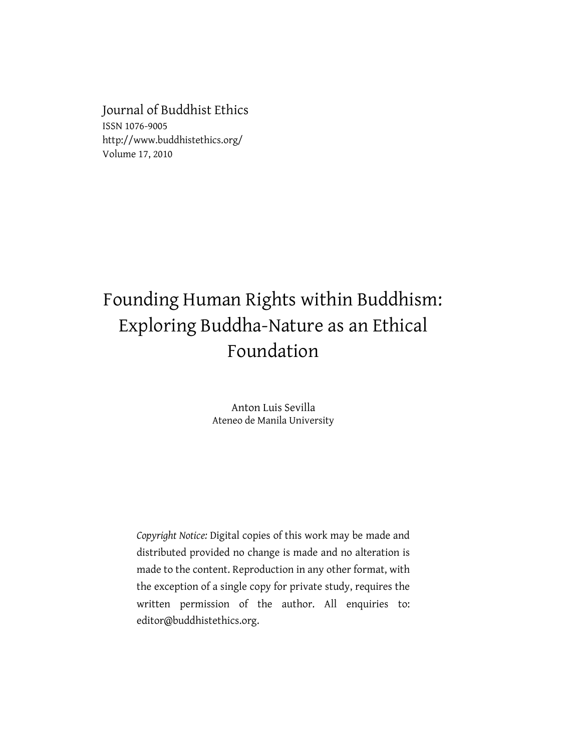Journal of Buddhist Ethics
ISSN 1076-9005
http://www.buddhistethics.org/
Volume 17, 2010

# Founding Human Rights within Buddhism: Exploring Buddha-Nature as an Ethical Foundation

Anton Luis Sevilla
Ateneo de Manila University

*Copyright Notice:* Digital copies of this work may be made and distributed provided no change is made and no alteration is made to the content. Reproduction in any other format, with the exception of a single copy for private study, requires the written permission of the author. All enquiries to: editor@buddhistethics.org.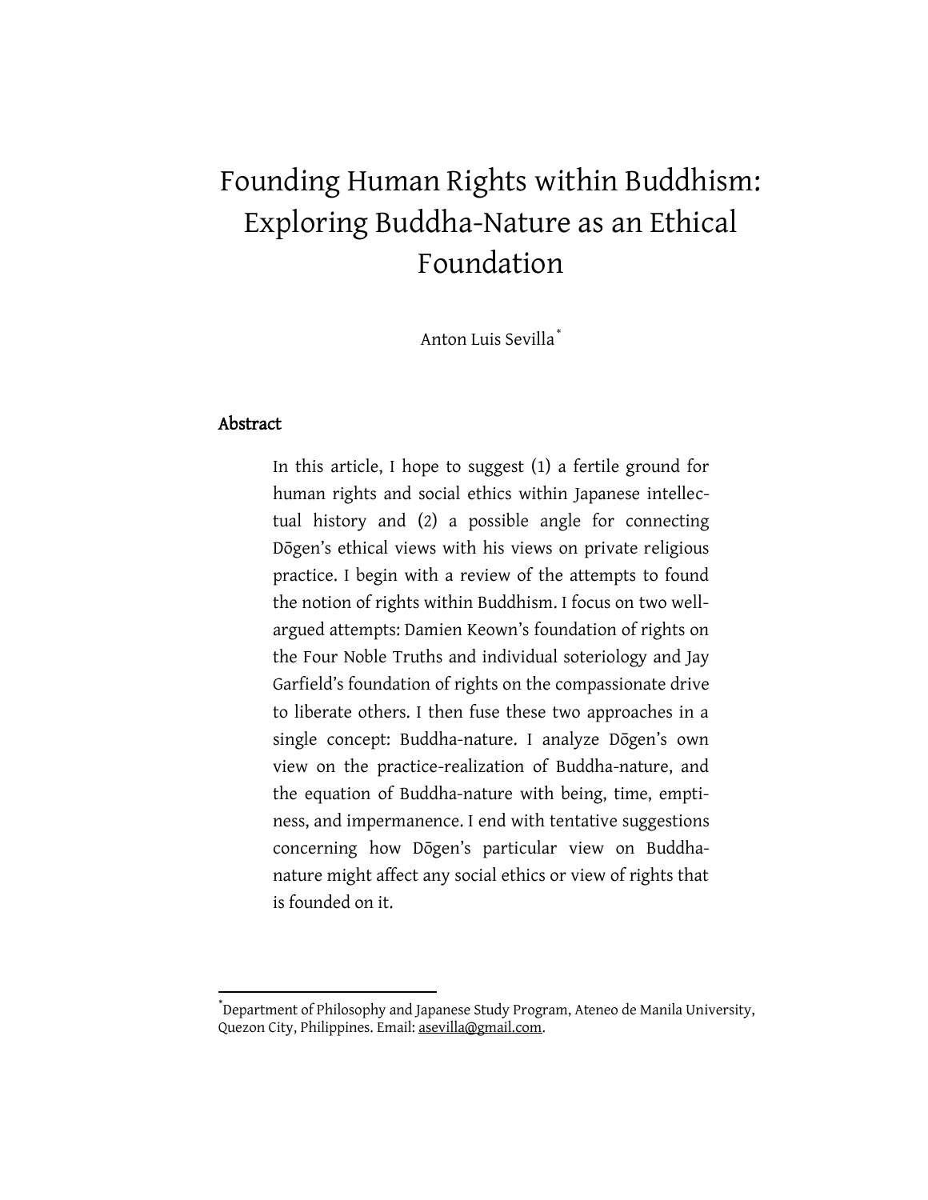# Founding Human Rights within Buddhism: Exploring Buddha-Nature as an Ethical Foundation

Anton Luis Sevilla*

## Abstract

In this article, I hope to suggest (1) a fertile ground for human rights and social ethics within Japanese intellectual history and (2) a possible angle for connecting Dōgen's ethical views with his views on private religious practice. I begin with a review of the attempts to found the notion of rights within Buddhism. I focus on two well-argued attempts: Damien Keown's foundation of rights on the Four Noble Truths and individual soteriology and Jay Garfield's foundation of rights on the compassionate drive to liberate others. I then fuse these two approaches in a single concept: Buddha-nature. I analyze Dōgen's own view on the practice-realization of Buddha-nature, and the equation of Buddha-nature with being, time, emptiness, and impermanence. I end with tentative suggestions concerning how Dōgen's particular view on Buddha-nature might affect any social ethics or view of rights that is founded on it.

---

*Department of Philosophy and Japanese Study Program, Ateneo de Manila University, Quezon City, Philippines. Email: asevilla@gmail.com.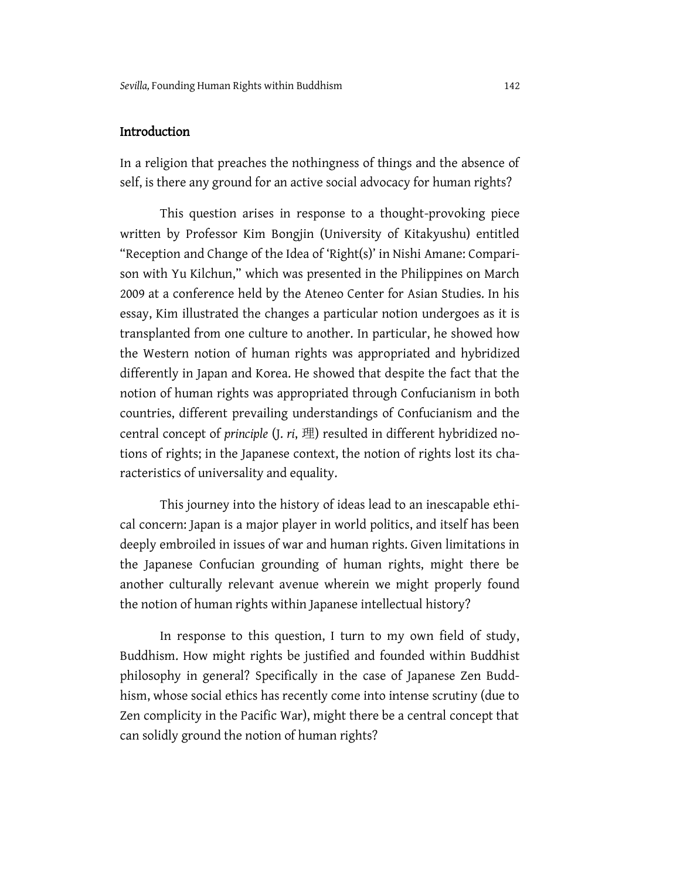## Introduction

In a religion that preaches the nothingness of things and the absence of self, is there any ground for an active social advocacy for human rights?

This question arises in response to a thought-provoking piece written by Professor Kim Bongjin (University of Kitakyushu) entitled "Reception and Change of the Idea of 'Right(s)' in Nishi Amane: Comparison with Yu Kilchun," which was presented in the Philippines on March 2009 at a conference held by the Ateneo Center for Asian Studies. In his essay, Kim illustrated the changes a particular notion undergoes as it is transplanted from one culture to another. In particular, he showed how the Western notion of human rights was appropriated and hybridized differently in Japan and Korea. He showed that despite the fact that the notion of human rights was appropriated through Confucianism in both countries, different prevailing understandings of Confucianism and the central concept of *principle* (J. *ri*, 理) resulted in different hybridized notions of rights; in the Japanese context, the notion of rights lost its characteristics of universality and equality.

This journey into the history of ideas lead to an inescapable ethical concern: Japan is a major player in world politics, and itself has been deeply embroiled in issues of war and human rights. Given limitations in the Japanese Confucian grounding of human rights, might there be another culturally relevant avenue wherein we might properly found the notion of human rights within Japanese intellectual history?

In response to this question, I turn to my own field of study, Buddhism. How might rights be justified and founded within Buddhist philosophy in general? Specifically in the case of Japanese Zen Buddhism, whose social ethics has recently come into intense scrutiny (due to Zen complicity in the Pacific War), might there be a central concept that can solidly ground the notion of human rights?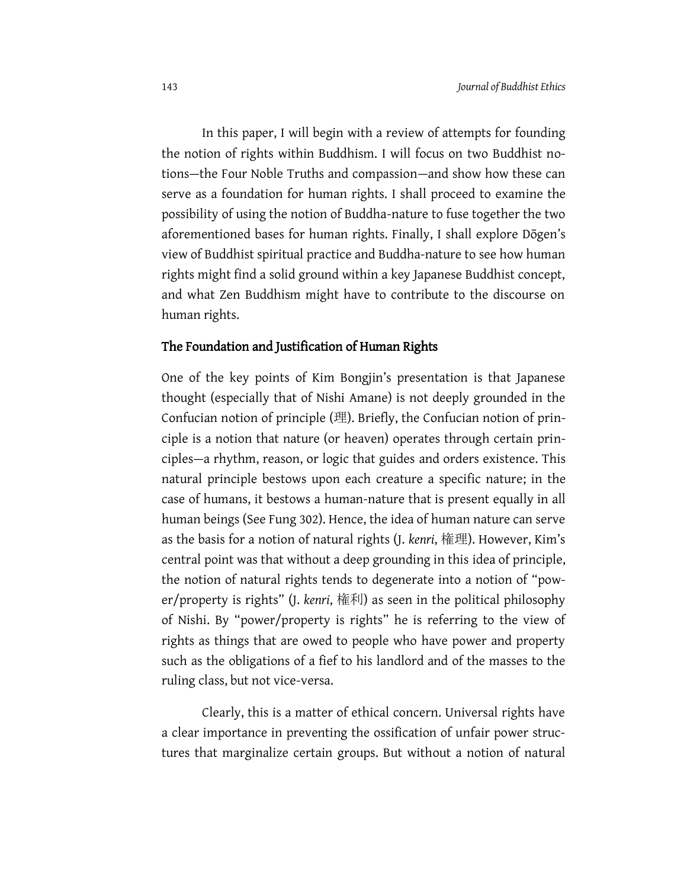In this paper, I will begin with a review of attempts for founding the notion of rights within Buddhism. I will focus on two Buddhist notions—the Four Noble Truths and compassion—and show how these can serve as a foundation for human rights. I shall proceed to examine the possibility of using the notion of Buddha-nature to fuse together the two aforementioned bases for human rights. Finally, I shall explore Dōgen's view of Buddhist spiritual practice and Buddha-nature to see how human rights might find a solid ground within a key Japanese Buddhist concept, and what Zen Buddhism might have to contribute to the discourse on human rights.

## The Foundation and Justification of Human Rights

One of the key points of Kim Bongjin's presentation is that Japanese thought (especially that of Nishi Amane) is not deeply grounded in the Confucian notion of principle (理). Briefly, the Confucian notion of principle is a notion that nature (or heaven) operates through certain principles—a rhythm, reason, or logic that guides and orders existence. This natural principle bestows upon each creature a specific nature; in the case of humans, it bestows a human-nature that is present equally in all human beings (See Fung 302). Hence, the idea of human nature can serve as the basis for a notion of natural rights (J. *kenri*, 権理). However, Kim's central point was that without a deep grounding in this idea of principle, the notion of natural rights tends to degenerate into a notion of "power/property is rights" (J. *kenri*, 権利) as seen in the political philosophy of Nishi. By "power/property is rights" he is referring to the view of rights as things that are owed to people who have power and property such as the obligations of a fief to his landlord and of the masses to the ruling class, but not vice-versa.

Clearly, this is a matter of ethical concern. Universal rights have a clear importance in preventing the ossification of unfair power structures that marginalize certain groups. But without a notion of natural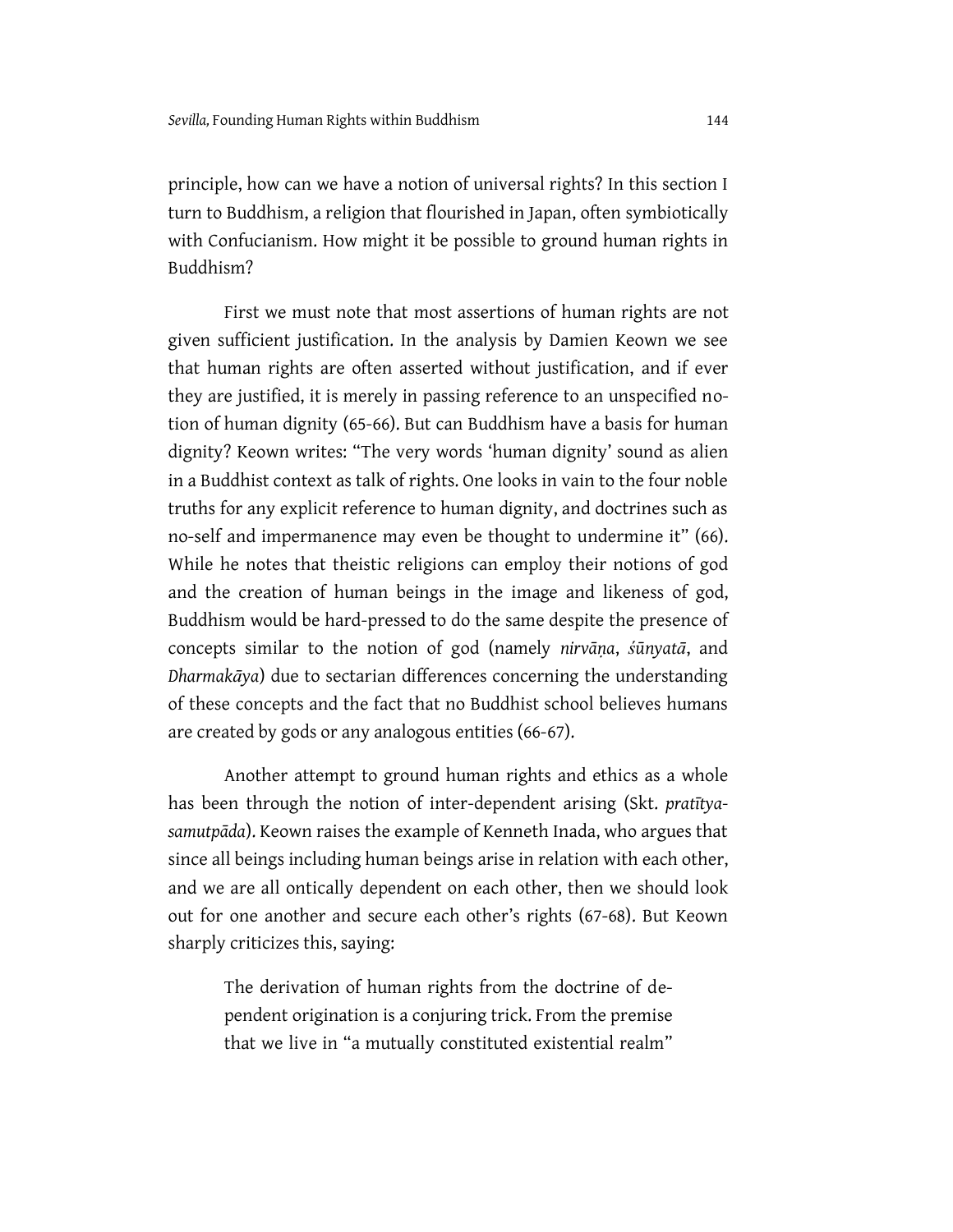principle, how can we have a notion of universal rights? In this section I turn to Buddhism, a religion that flourished in Japan, often symbiotically with Confucianism. How might it be possible to ground human rights in Buddhism?

First we must note that most assertions of human rights are not given sufficient justification. In the analysis by Damien Keown we see that human rights are often asserted without justification, and if ever they are justified, it is merely in passing reference to an unspecified notion of human dignity (65-66). But can Buddhism have a basis for human dignity? Keown writes: "The very words 'human dignity' sound as alien in a Buddhist context as talk of rights. One looks in vain to the four noble truths for any explicit reference to human dignity, and doctrines such as no-self and impermanence may even be thought to undermine it" (66). While he notes that theistic religions can employ their notions of god and the creation of human beings in the image and likeness of god, Buddhism would be hard-pressed to do the same despite the presence of concepts similar to the notion of god (namely *nirvāṇa*, *śūnyatā*, and *Dharmakāya*) due to sectarian differences concerning the understanding of these concepts and the fact that no Buddhist school believes humans are created by gods or any analogous entities (66-67).

Another attempt to ground human rights and ethics as a whole has been through the notion of inter-dependent arising (Skt. *pratītya-samutpāda*). Keown raises the example of Kenneth Inada, who argues that since all beings including human beings arise in relation with each other, and we are all ontically dependent on each other, then we should look out for one another and secure each other's rights (67-68). But Keown sharply criticizes this, saying:

> The derivation of human rights from the doctrine of dependent origination is a conjuring trick. From the premise that we live in "a mutually constituted existential realm"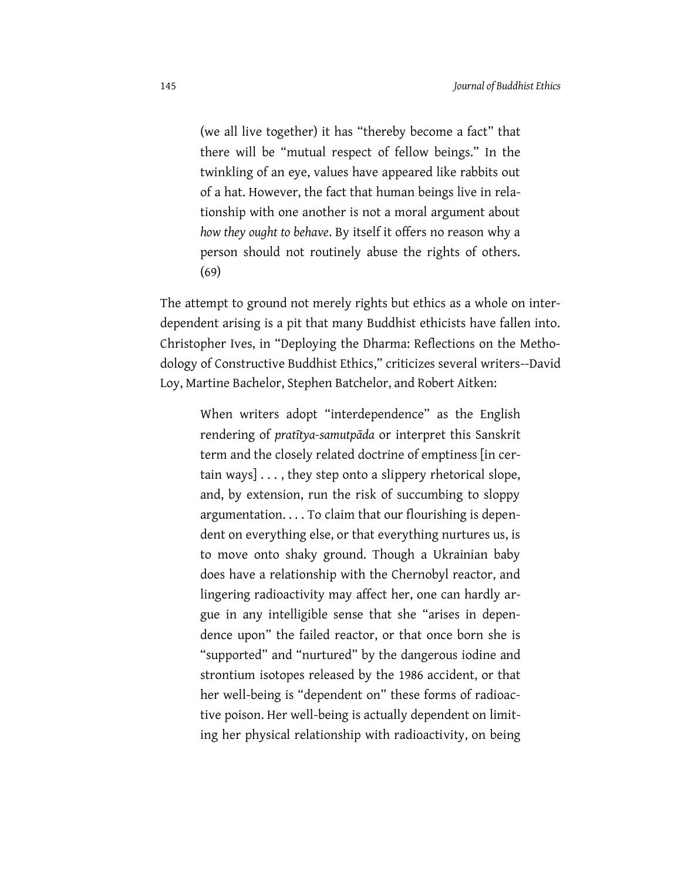> (we all live together) it has "thereby become a fact" that there will be "mutual respect of fellow beings." In the twinkling of an eye, values have appeared like rabbits out of a hat. However, the fact that human beings live in relationship with one another is not a moral argument about *how they ought to behave*. By itself it offers no reason why a person should not routinely abuse the rights of others. (69)

The attempt to ground not merely rights but ethics as a whole on interdependent arising is a pit that many Buddhist ethicists have fallen into. Christopher Ives, in "Deploying the Dharma: Reflections on the Methodology of Constructive Buddhist Ethics," criticizes several writers--David Loy, Martine Bachelor, Stephen Batchelor, and Robert Aitken:

> When writers adopt "interdependence" as the English rendering of *pratītya-samutpāda* or interpret this Sanskrit term and the closely related doctrine of emptiness [in certain ways] . . . , they step onto a slippery rhetorical slope, and, by extension, run the risk of succumbing to sloppy argumentation. . . . To claim that our flourishing is dependent on everything else, or that everything nurtures us, is to move onto shaky ground. Though a Ukrainian baby does have a relationship with the Chernobyl reactor, and lingering radioactivity may affect her, one can hardly argue in any intelligible sense that she "arises in dependence upon" the failed reactor, or that once born she is "supported" and "nurtured" by the dangerous iodine and strontium isotopes released by the 1986 accident, or that her well-being is "dependent on" these forms of radioactive poison. Her well-being is actually dependent on limiting her physical relationship with radioactivity, on being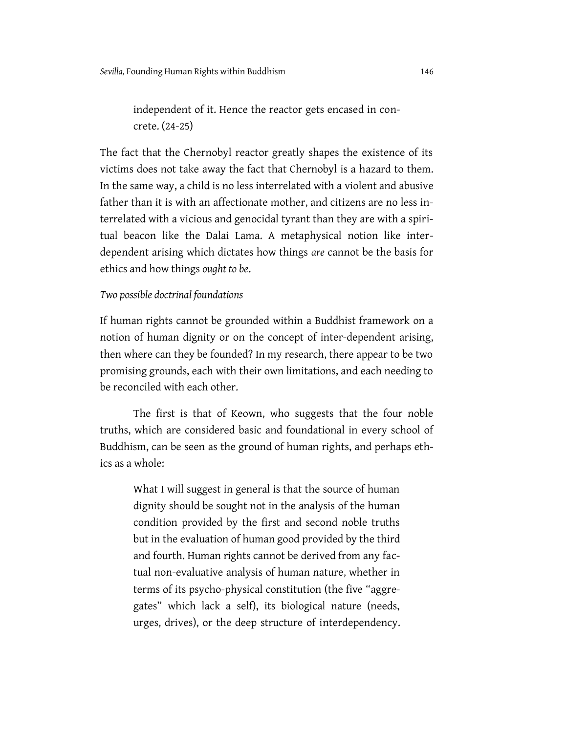> independent of it. Hence the reactor gets encased in concrete. (24-25)

The fact that the Chernobyl reactor greatly shapes the existence of its victims does not take away the fact that Chernobyl is a hazard to them. In the same way, a child is no less interrelated with a violent and abusive father than it is with an affectionate mother, and citizens are no less interrelated with a vicious and genocidal tyrant than they are with a spiritual beacon like the Dalai Lama. A metaphysical notion like interdependent arising which dictates how things *are* cannot be the basis for ethics and how things *ought to be*.

*Two possible doctrinal foundations*

If human rights cannot be grounded within a Buddhist framework on a notion of human dignity or on the concept of inter-dependent arising, then where can they be founded? In my research, there appear to be two promising grounds, each with their own limitations, and each needing to be reconciled with each other.

The first is that of Keown, who suggests that the four noble truths, which are considered basic and foundational in every school of Buddhism, can be seen as the ground of human rights, and perhaps ethics as a whole:

> What I will suggest in general is that the source of human dignity should be sought not in the analysis of the human condition provided by the first and second noble truths but in the evaluation of human good provided by the third and fourth. Human rights cannot be derived from any factual non-evaluative analysis of human nature, whether in terms of its psycho-physical constitution (the five "aggregates" which lack a self), its biological nature (needs, urges, drives), or the deep structure of interdependency.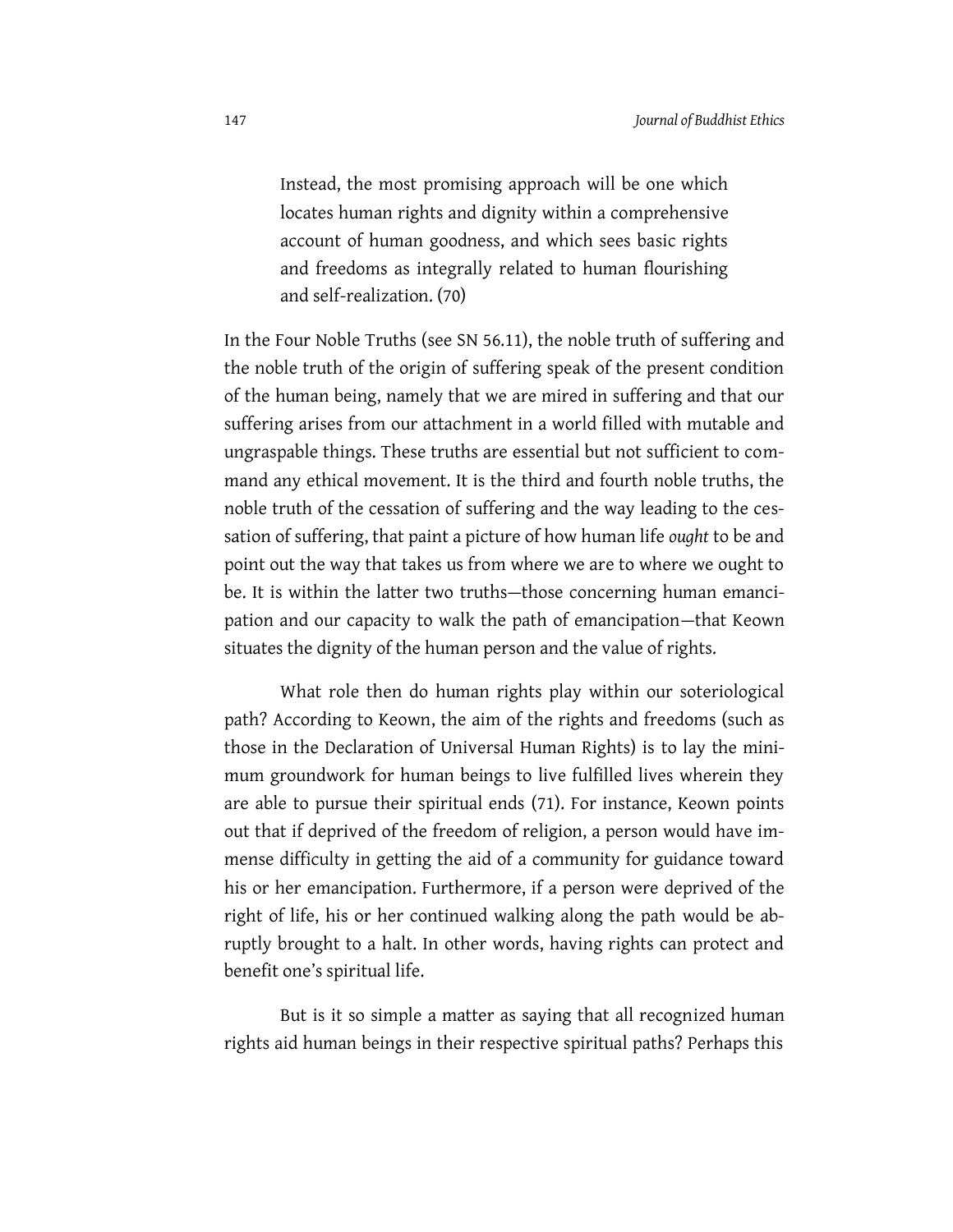> Instead, the most promising approach will be one which locates human rights and dignity within a comprehensive account of human goodness, and which sees basic rights and freedoms as integrally related to human flourishing and self-realization. (70)

In the Four Noble Truths (see SN 56.11), the noble truth of suffering and the noble truth of the origin of suffering speak of the present condition of the human being, namely that we are mired in suffering and that our suffering arises from our attachment in a world filled with mutable and ungraspable things. These truths are essential but not sufficient to command any ethical movement. It is the third and fourth noble truths, the noble truth of the cessation of suffering and the way leading to the cessation of suffering, that paint a picture of how human life *ought* to be and point out the way that takes us from where we are to where we ought to be. It is within the latter two truths—those concerning human emancipation and our capacity to walk the path of emancipation—that Keown situates the dignity of the human person and the value of rights.

What role then do human rights play within our soteriological path? According to Keown, the aim of the rights and freedoms (such as those in the Declaration of Universal Human Rights) is to lay the minimum groundwork for human beings to live fulfilled lives wherein they are able to pursue their spiritual ends (71). For instance, Keown points out that if deprived of the freedom of religion, a person would have immense difficulty in getting the aid of a community for guidance toward his or her emancipation. Furthermore, if a person were deprived of the right of life, his or her continued walking along the path would be abruptly brought to a halt. In other words, having rights can protect and benefit one's spiritual life.

But is it so simple a matter as saying that all recognized human rights aid human beings in their respective spiritual paths? Perhaps this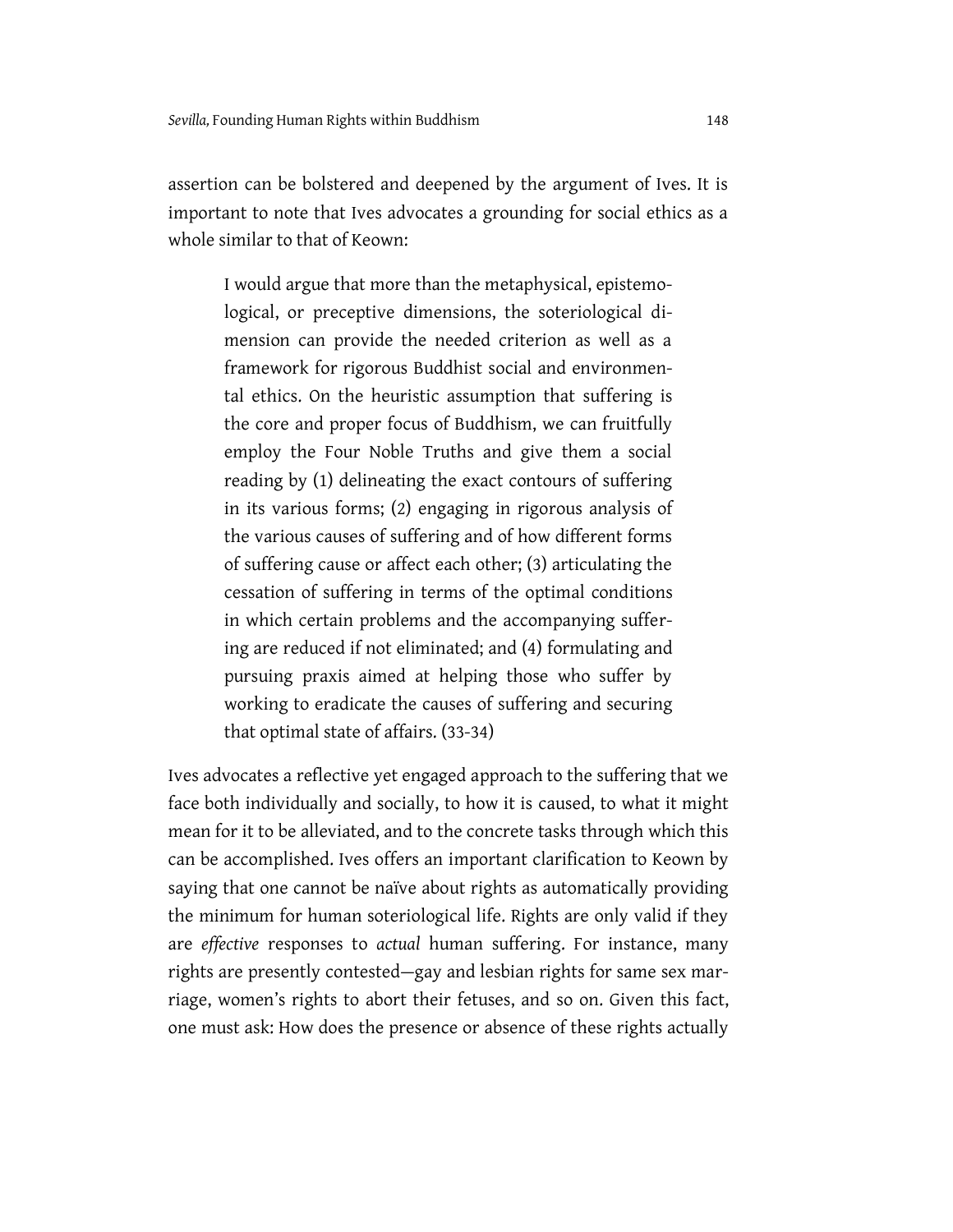assertion can be bolstered and deepened by the argument of Ives. It is important to note that Ives advocates a grounding for social ethics as a whole similar to that of Keown:

> I would argue that more than the metaphysical, epistemological, or preceptive dimensions, the soteriological dimension can provide the needed criterion as well as a framework for rigorous Buddhist social and environmental ethics. On the heuristic assumption that suffering is the core and proper focus of Buddhism, we can fruitfully employ the Four Noble Truths and give them a social reading by (1) delineating the exact contours of suffering in its various forms; (2) engaging in rigorous analysis of the various causes of suffering and of how different forms of suffering cause or affect each other; (3) articulating the cessation of suffering in terms of the optimal conditions in which certain problems and the accompanying suffering are reduced if not eliminated; and (4) formulating and pursuing praxis aimed at helping those who suffer by working to eradicate the causes of suffering and securing that optimal state of affairs. (33-34)

Ives advocates a reflective yet engaged approach to the suffering that we face both individually and socially, to how it is caused, to what it might mean for it to be alleviated, and to the concrete tasks through which this can be accomplished. Ives offers an important clarification to Keown by saying that one cannot be naïve about rights as automatically providing the minimum for human soteriological life. Rights are only valid if they are *effective* responses to *actual* human suffering. For instance, many rights are presently contested—gay and lesbian rights for same sex marriage, women's rights to abort their fetuses, and so on. Given this fact, one must ask: How does the presence or absence of these rights actually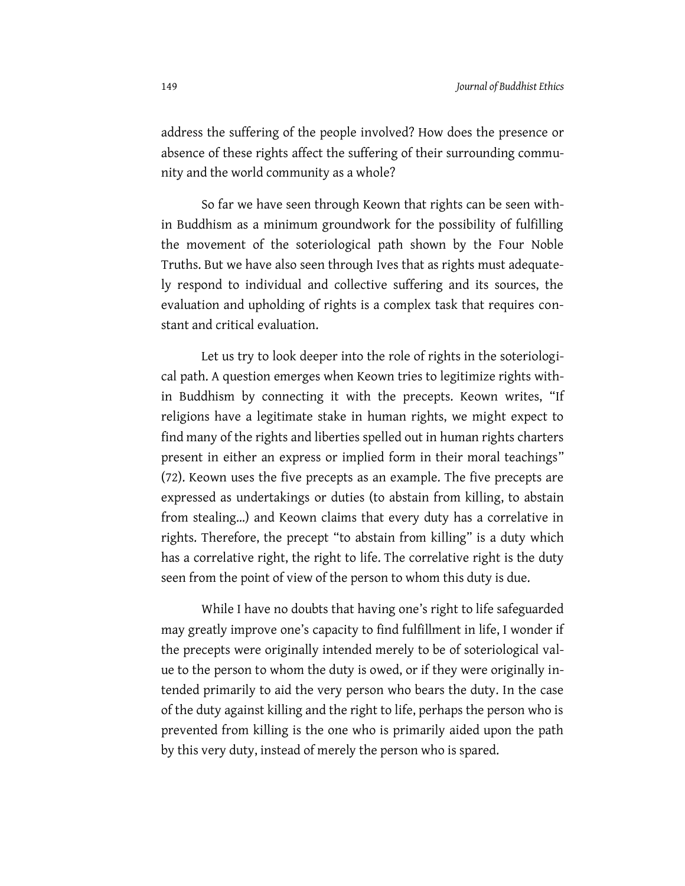address the suffering of the people involved? How does the presence or absence of these rights affect the suffering of their surrounding community and the world community as a whole?

So far we have seen through Keown that rights can be seen within Buddhism as a minimum groundwork for the possibility of fulfilling the movement of the soteriological path shown by the Four Noble Truths. But we have also seen through Ives that as rights must adequately respond to individual and collective suffering and its sources, the evaluation and upholding of rights is a complex task that requires constant and critical evaluation.

Let us try to look deeper into the role of rights in the soteriological path. A question emerges when Keown tries to legitimize rights within Buddhism by connecting it with the precepts. Keown writes, "If religions have a legitimate stake in human rights, we might expect to find many of the rights and liberties spelled out in human rights charters present in either an express or implied form in their moral teachings" (72). Keown uses the five precepts as an example. The five precepts are expressed as undertakings or duties (to abstain from killing, to abstain from stealing...) and Keown claims that every duty has a correlative in rights. Therefore, the precept "to abstain from killing" is a duty which has a correlative right, the right to life. The correlative right is the duty seen from the point of view of the person to whom this duty is due.

While I have no doubts that having one's right to life safeguarded may greatly improve one's capacity to find fulfillment in life, I wonder if the precepts were originally intended merely to be of soteriological value to the person to whom the duty is owed, or if they were originally intended primarily to aid the very person who bears the duty. In the case of the duty against killing and the right to life, perhaps the person who is prevented from killing is the one who is primarily aided upon the path by this very duty, instead of merely the person who is spared.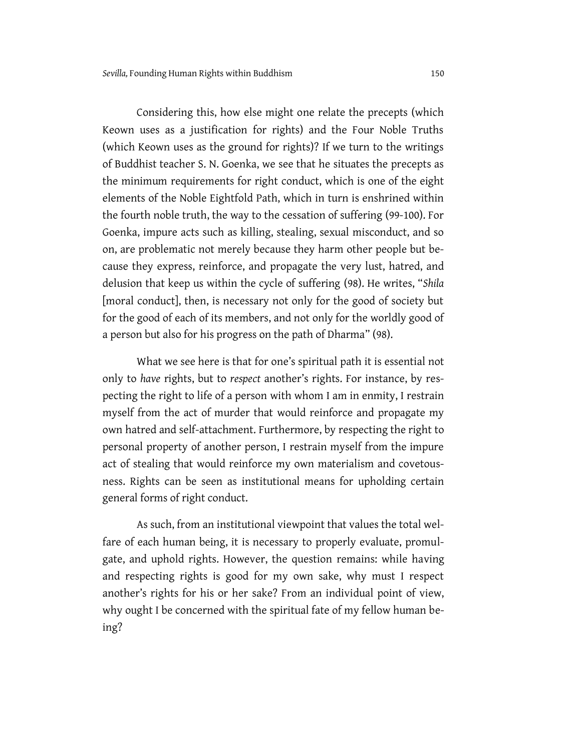Considering this, how else might one relate the precepts (which Keown uses as a justification for rights) and the Four Noble Truths (which Keown uses as the ground for rights)? If we turn to the writings of Buddhist teacher S. N. Goenka, we see that he situates the precepts as the minimum requirements for right conduct, which is one of the eight elements of the Noble Eightfold Path, which in turn is enshrined within the fourth noble truth, the way to the cessation of suffering (99-100). For Goenka, impure acts such as killing, stealing, sexual misconduct, and so on, are problematic not merely because they harm other people but because they express, reinforce, and propagate the very lust, hatred, and delusion that keep us within the cycle of suffering (98). He writes, "*Shila* [moral conduct], then, is necessary not only for the good of society but for the good of each of its members, and not only for the worldly good of a person but also for his progress on the path of Dharma" (98).

What we see here is that for one's spiritual path it is essential not only to *have* rights, but to *respect* another's rights. For instance, by respecting the right to life of a person with whom I am in enmity, I restrain myself from the act of murder that would reinforce and propagate my own hatred and self-attachment. Furthermore, by respecting the right to personal property of another person, I restrain myself from the impure act of stealing that would reinforce my own materialism and covetousness. Rights can be seen as institutional means for upholding certain general forms of right conduct.

As such, from an institutional viewpoint that values the total welfare of each human being, it is necessary to properly evaluate, promulgate, and uphold rights. However, the question remains: while having and respecting rights is good for my own sake, why must I respect another's rights for his or her sake? From an individual point of view, why ought I be concerned with the spiritual fate of my fellow human being?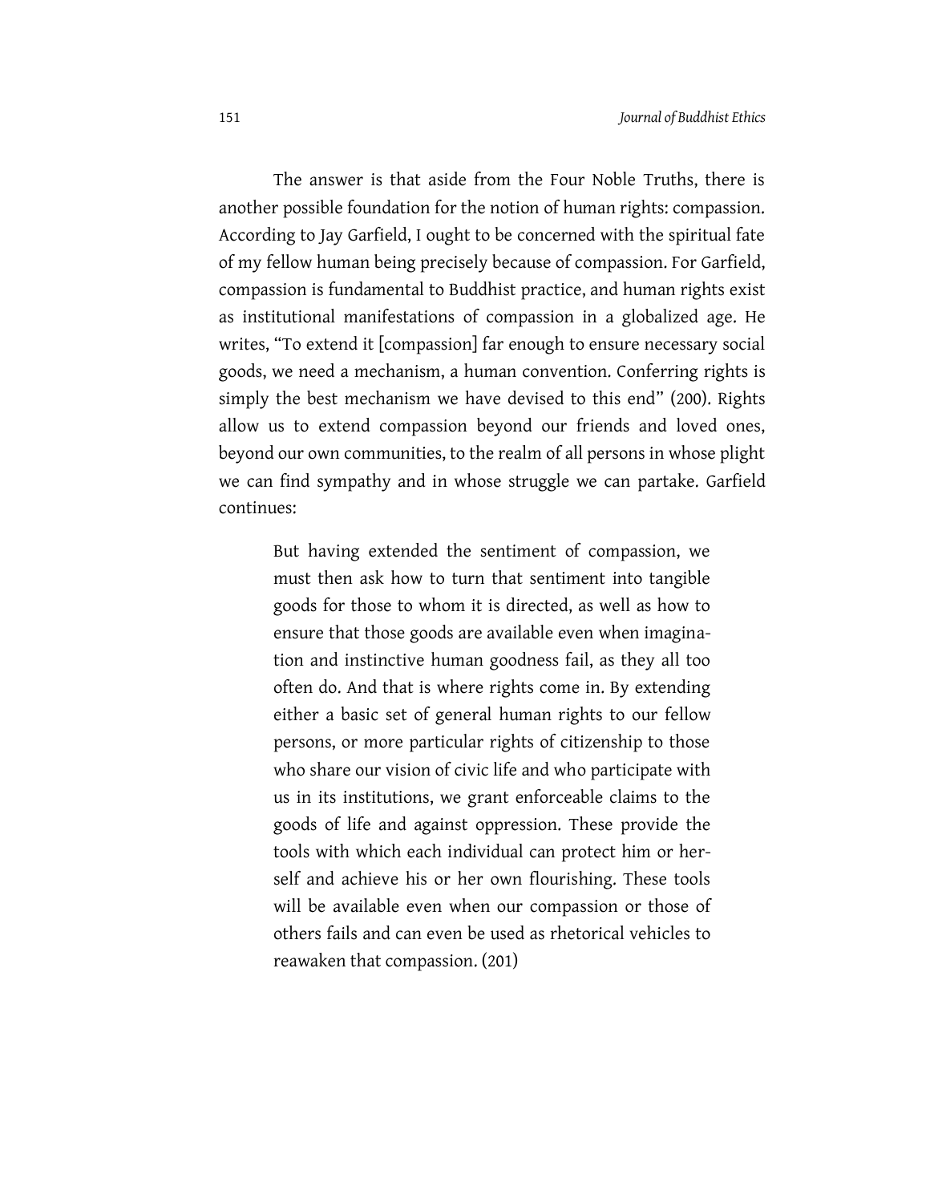The answer is that aside from the Four Noble Truths, there is another possible foundation for the notion of human rights: compassion. According to Jay Garfield, I ought to be concerned with the spiritual fate of my fellow human being precisely because of compassion. For Garfield, compassion is fundamental to Buddhist practice, and human rights exist as institutional manifestations of compassion in a globalized age. He writes, "To extend it [compassion] far enough to ensure necessary social goods, we need a mechanism, a human convention. Conferring rights is simply the best mechanism we have devised to this end" (200). Rights allow us to extend compassion beyond our friends and loved ones, beyond our own communities, to the realm of all persons in whose plight we can find sympathy and in whose struggle we can partake. Garfield continues:

> But having extended the sentiment of compassion, we must then ask how to turn that sentiment into tangible goods for those to whom it is directed, as well as how to ensure that those goods are available even when imagination and instinctive human goodness fail, as they all too often do. And that is where rights come in. By extending either a basic set of general human rights to our fellow persons, or more particular rights of citizenship to those who share our vision of civic life and who participate with us in its institutions, we grant enforceable claims to the goods of life and against oppression. These provide the tools with which each individual can protect him or herself and achieve his or her own flourishing. These tools will be available even when our compassion or those of others fails and can even be used as rhetorical vehicles to reawaken that compassion. (201)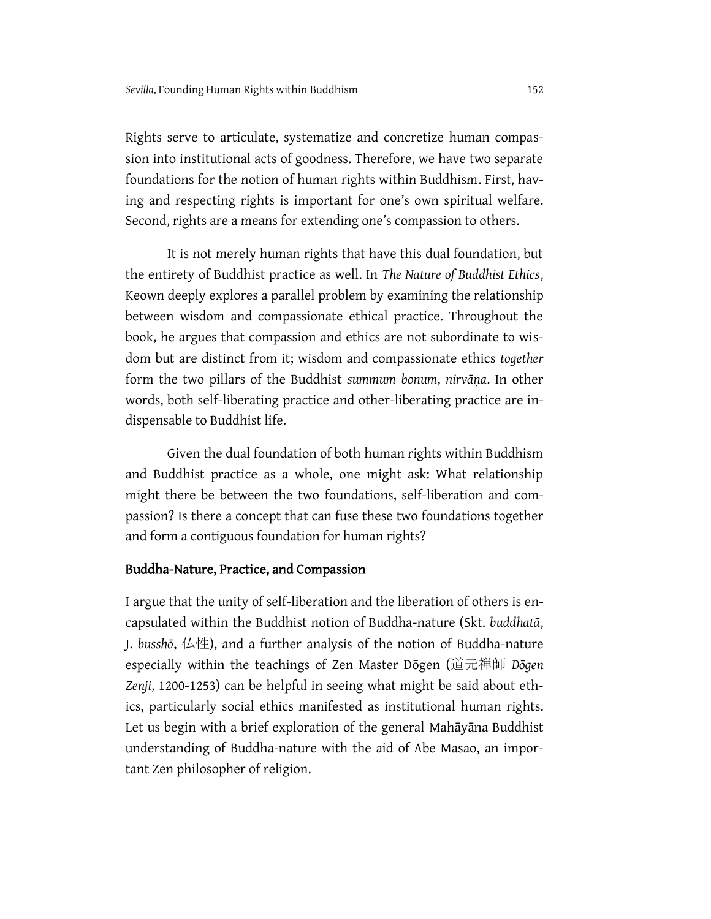Rights serve to articulate, systematize and concretize human compassion into institutional acts of goodness. Therefore, we have two separate foundations for the notion of human rights within Buddhism. First, having and respecting rights is important for one's own spiritual welfare. Second, rights are a means for extending one's compassion to others.

It is not merely human rights that have this dual foundation, but the entirety of Buddhist practice as well. In *The Nature of Buddhist Ethics*, Keown deeply explores a parallel problem by examining the relationship between wisdom and compassionate ethical practice. Throughout the book, he argues that compassion and ethics are not subordinate to wisdom but are distinct from it; wisdom and compassionate ethics *together* form the two pillars of the Buddhist *summum bonum*, *nirvāṇa*. In other words, both self-liberating practice and other-liberating practice are indispensable to Buddhist life.

Given the dual foundation of both human rights within Buddhism and Buddhist practice as a whole, one might ask: What relationship might there be between the two foundations, self-liberation and compassion? Is there a concept that can fuse these two foundations together and form a contiguous foundation for human rights?

## Buddha-Nature, Practice, and Compassion

I argue that the unity of self-liberation and the liberation of others is encapsulated within the Buddhist notion of Buddha-nature (Skt. *buddhatā*, J. *busshō*, 仏性), and a further analysis of the notion of Buddha-nature especially within the teachings of Zen Master Dōgen (道元禅師 *Dōgen Zenji*, 1200-1253) can be helpful in seeing what might be said about ethics, particularly social ethics manifested as institutional human rights. Let us begin with a brief exploration of the general Mahāyāna Buddhist understanding of Buddha-nature with the aid of Abe Masao, an important Zen philosopher of religion.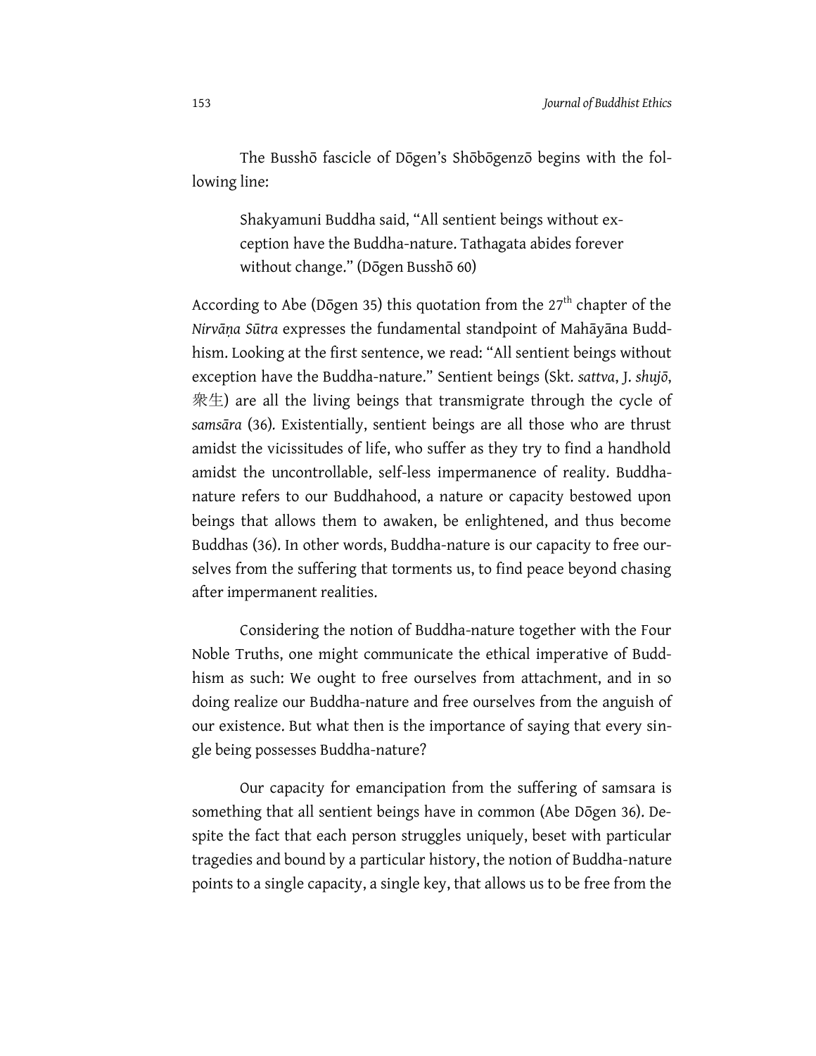The Busshō fascicle of Dōgen's Shōbōgenzō begins with the following line:

> Shakyamuni Buddha said, "All sentient beings without exception have the Buddha-nature. Tathagata abides forever without change." (Dōgen Busshō 60)

According to Abe (Dōgen 35) this quotation from the 27th chapter of the *Nirvāṇa Sūtra* expresses the fundamental standpoint of Mahāyāna Buddhism. Looking at the first sentence, we read: "All sentient beings without exception have the Buddha-nature." Sentient beings (Skt. *sattva*, J. *shujō*, 衆生) are all the living beings that transmigrate through the cycle of *samsāra* (36). Existentially, sentient beings are all those who are thrust amidst the vicissitudes of life, who suffer as they try to find a handhold amidst the uncontrollable, self-less impermanence of reality. Buddha-nature refers to our Buddhahood, a nature or capacity bestowed upon beings that allows them to awaken, be enlightened, and thus become Buddhas (36). In other words, Buddha-nature is our capacity to free ourselves from the suffering that torments us, to find peace beyond chasing after impermanent realities.

Considering the notion of Buddha-nature together with the Four Noble Truths, one might communicate the ethical imperative of Buddhism as such: We ought to free ourselves from attachment, and in so doing realize our Buddha-nature and free ourselves from the anguish of our existence. But what then is the importance of saying that every single being possesses Buddha-nature?

Our capacity for emancipation from the suffering of samsara is something that all sentient beings have in common (Abe Dōgen 36). Despite the fact that each person struggles uniquely, beset with particular tragedies and bound by a particular history, the notion of Buddha-nature points to a single capacity, a single key, that allows us to be free from the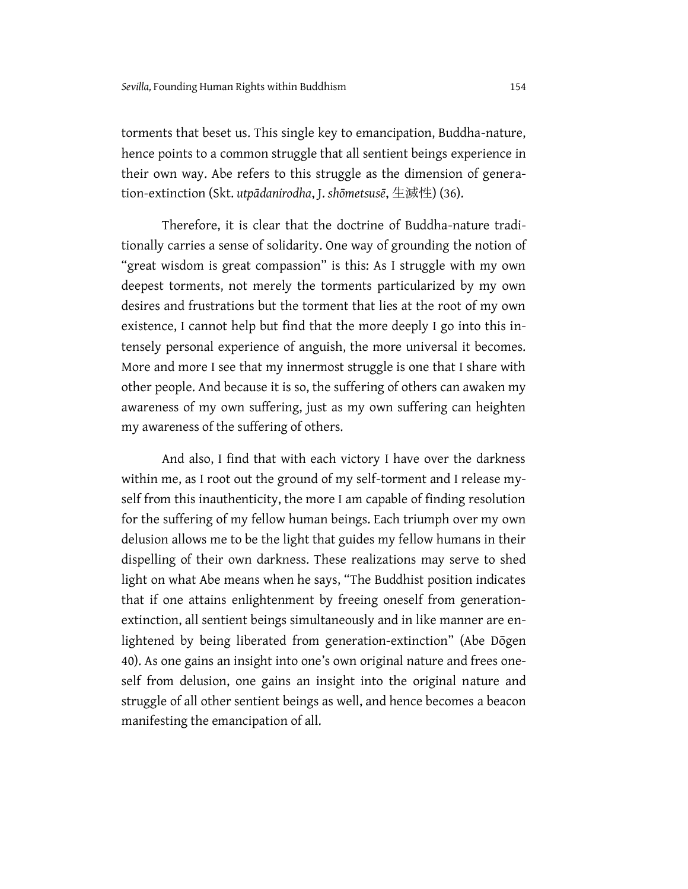torments that beset us. This single key to emancipation, Buddha-nature, hence points to a common struggle that all sentient beings experience in their own way. Abe refers to this struggle as the dimension of generation-extinction (Skt. *utpādanirodha*, J. *shōmetsusē*, 生滅性) (36).

Therefore, it is clear that the doctrine of Buddha-nature traditionally carries a sense of solidarity. One way of grounding the notion of "great wisdom is great compassion" is this: As I struggle with my own deepest torments, not merely the torments particularized by my own desires and frustrations but the torment that lies at the root of my own existence, I cannot help but find that the more deeply I go into this intensely personal experience of anguish, the more universal it becomes. More and more I see that my innermost struggle is one that I share with other people. And because it is so, the suffering of others can awaken my awareness of my own suffering, just as my own suffering can heighten my awareness of the suffering of others.

And also, I find that with each victory I have over the darkness within me, as I root out the ground of my self-torment and I release myself from this inauthenticity, the more I am capable of finding resolution for the suffering of my fellow human beings. Each triumph over my own delusion allows me to be the light that guides my fellow humans in their dispelling of their own darkness. These realizations may serve to shed light on what Abe means when he says, "The Buddhist position indicates that if one attains enlightenment by freeing oneself from generation-extinction, all sentient beings simultaneously and in like manner are enlightened by being liberated from generation-extinction" (Abe Dōgen 40). As one gains an insight into one's own original nature and frees oneself from delusion, one gains an insight into the original nature and struggle of all other sentient beings as well, and hence becomes a beacon manifesting the emancipation of all.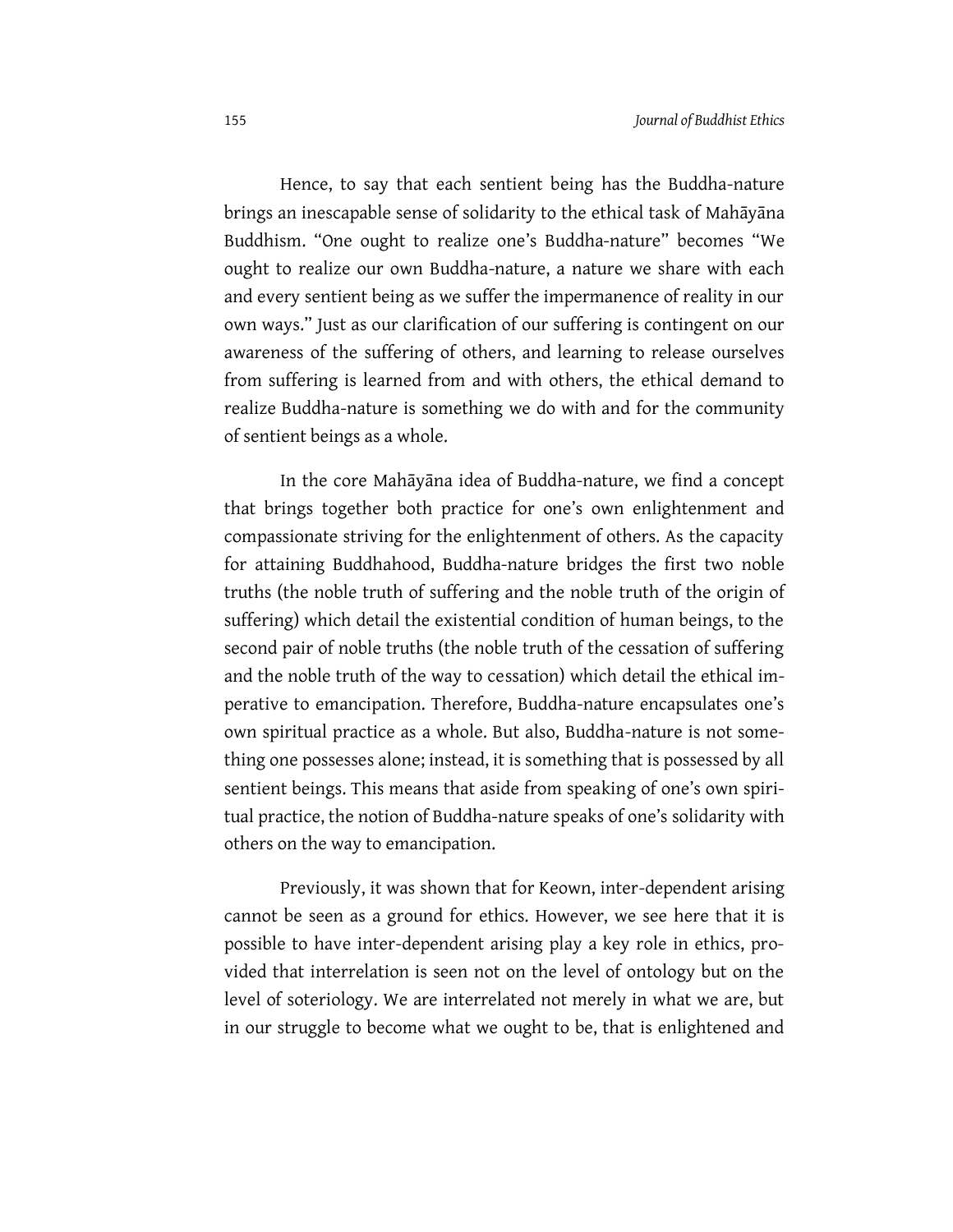Hence, to say that each sentient being has the Buddha-nature brings an inescapable sense of solidarity to the ethical task of Mahāyāna Buddhism. "One ought to realize one's Buddha-nature" becomes "We ought to realize our own Buddha-nature, a nature we share with each and every sentient being as we suffer the impermanence of reality in our own ways." Just as our clarification of our suffering is contingent on our awareness of the suffering of others, and learning to release ourselves from suffering is learned from and with others, the ethical demand to realize Buddha-nature is something we do with and for the community of sentient beings as a whole.

In the core Mahāyāna idea of Buddha-nature, we find a concept that brings together both practice for one's own enlightenment and compassionate striving for the enlightenment of others. As the capacity for attaining Buddhahood, Buddha-nature bridges the first two noble truths (the noble truth of suffering and the noble truth of the origin of suffering) which detail the existential condition of human beings, to the second pair of noble truths (the noble truth of the cessation of suffering and the noble truth of the way to cessation) which detail the ethical imperative to emancipation. Therefore, Buddha-nature encapsulates one's own spiritual practice as a whole. But also, Buddha-nature is not something one possesses alone; instead, it is something that is possessed by all sentient beings. This means that aside from speaking of one's own spiritual practice, the notion of Buddha-nature speaks of one's solidarity with others on the way to emancipation.

Previously, it was shown that for Keown, inter-dependent arising cannot be seen as a ground for ethics. However, we see here that it is possible to have inter-dependent arising play a key role in ethics, provided that interrelation is seen not on the level of ontology but on the level of soteriology. We are interrelated not merely in what we are, but in our struggle to become what we ought to be, that is enlightened and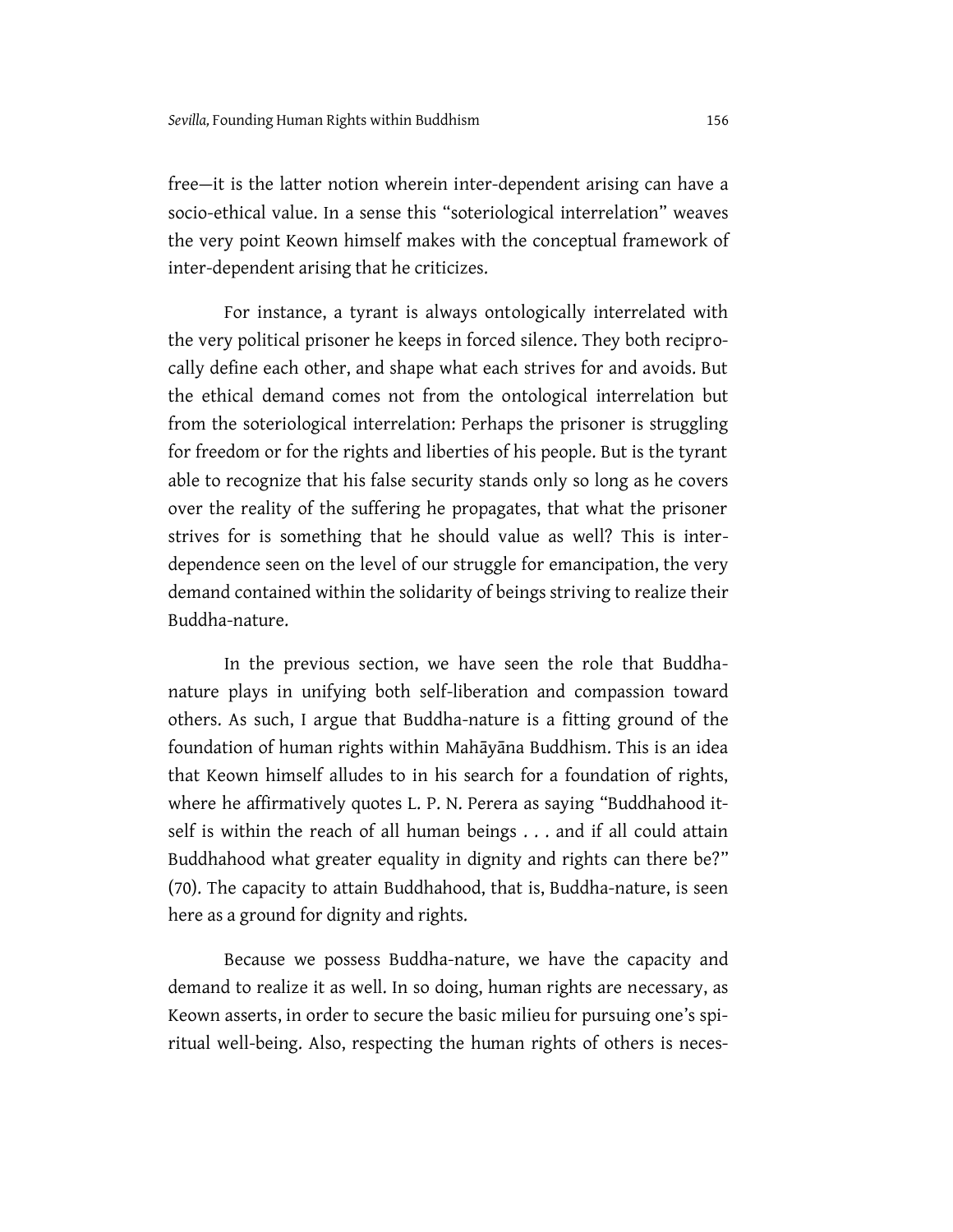free—it is the latter notion wherein inter-dependent arising can have a socio-ethical value. In a sense this "soteriological interrelation" weaves the very point Keown himself makes with the conceptual framework of inter-dependent arising that he criticizes.

For instance, a tyrant is always ontologically interrelated with the very political prisoner he keeps in forced silence. They both reciprocally define each other, and shape what each strives for and avoids. But the ethical demand comes not from the ontological interrelation but from the soteriological interrelation: Perhaps the prisoner is struggling for freedom or for the rights and liberties of his people. But is the tyrant able to recognize that his false security stands only so long as he covers over the reality of the suffering he propagates, that what the prisoner strives for is something that he should value as well? This is interdependence seen on the level of our struggle for emancipation, the very demand contained within the solidarity of beings striving to realize their Buddha-nature.

In the previous section, we have seen the role that Buddha-nature plays in unifying both self-liberation and compassion toward others. As such, I argue that Buddha-nature is a fitting ground of the foundation of human rights within Mahāyāna Buddhism. This is an idea that Keown himself alludes to in his search for a foundation of rights, where he affirmatively quotes L. P. N. Perera as saying "Buddhahood itself is within the reach of all human beings . . . and if all could attain Buddhahood what greater equality in dignity and rights can there be?" (70). The capacity to attain Buddhahood, that is, Buddha-nature, is seen here as a ground for dignity and rights.

Because we possess Buddha-nature, we have the capacity and demand to realize it as well. In so doing, human rights are necessary, as Keown asserts, in order to secure the basic milieu for pursuing one's spiritual well-being. Also, respecting the human rights of others is neces-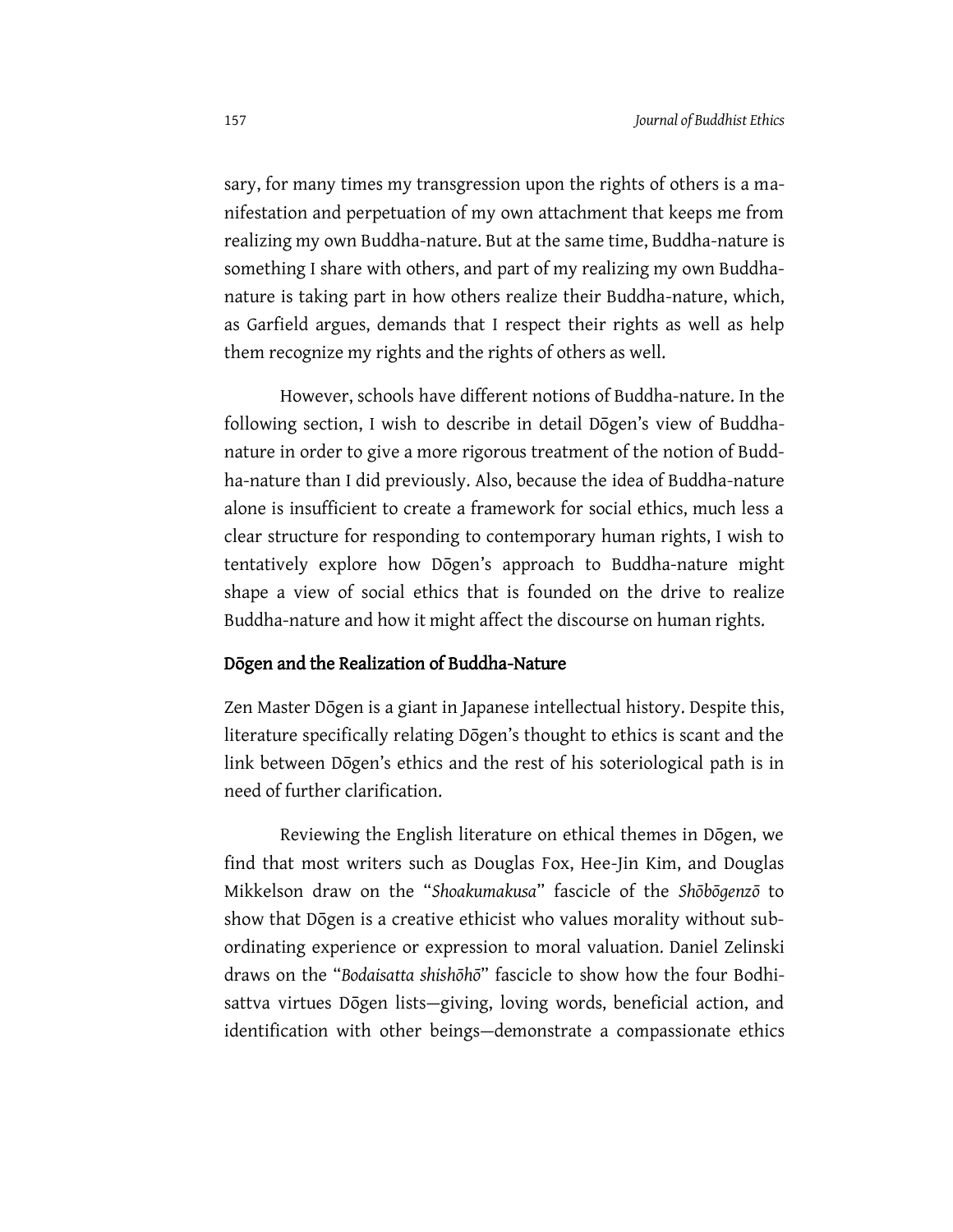sary, for many times my transgression upon the rights of others is a manifestation and perpetuation of my own attachment that keeps me from realizing my own Buddha-nature. But at the same time, Buddha-nature is something I share with others, and part of my realizing my own Buddha-nature is taking part in how others realize their Buddha-nature, which, as Garfield argues, demands that I respect their rights as well as help them recognize my rights and the rights of others as well.

However, schools have different notions of Buddha-nature. In the following section, I wish to describe in detail Dōgen's view of Buddha-nature in order to give a more rigorous treatment of the notion of Buddha-nature than I did previously. Also, because the idea of Buddha-nature alone is insufficient to create a framework for social ethics, much less a clear structure for responding to contemporary human rights, I wish to tentatively explore how Dōgen's approach to Buddha-nature might shape a view of social ethics that is founded on the drive to realize Buddha-nature and how it might affect the discourse on human rights.

## Dōgen and the Realization of Buddha-Nature

Zen Master Dōgen is a giant in Japanese intellectual history. Despite this, literature specifically relating Dōgen's thought to ethics is scant and the link between Dōgen's ethics and the rest of his soteriological path is in need of further clarification.

Reviewing the English literature on ethical themes in Dōgen, we find that most writers such as Douglas Fox, Hee-Jin Kim, and Douglas Mikkelson draw on the "*Shoakumakusa*" fascicle of the *Shōbōgenzō* to show that Dōgen is a creative ethicist who values morality without subordinating experience or expression to moral valuation. Daniel Zelinski draws on the "*Bodaisatta shishōhō*" fascicle to show how the four Bodhisattva virtues Dōgen lists—giving, loving words, beneficial action, and identification with other beings—demonstrate a compassionate ethics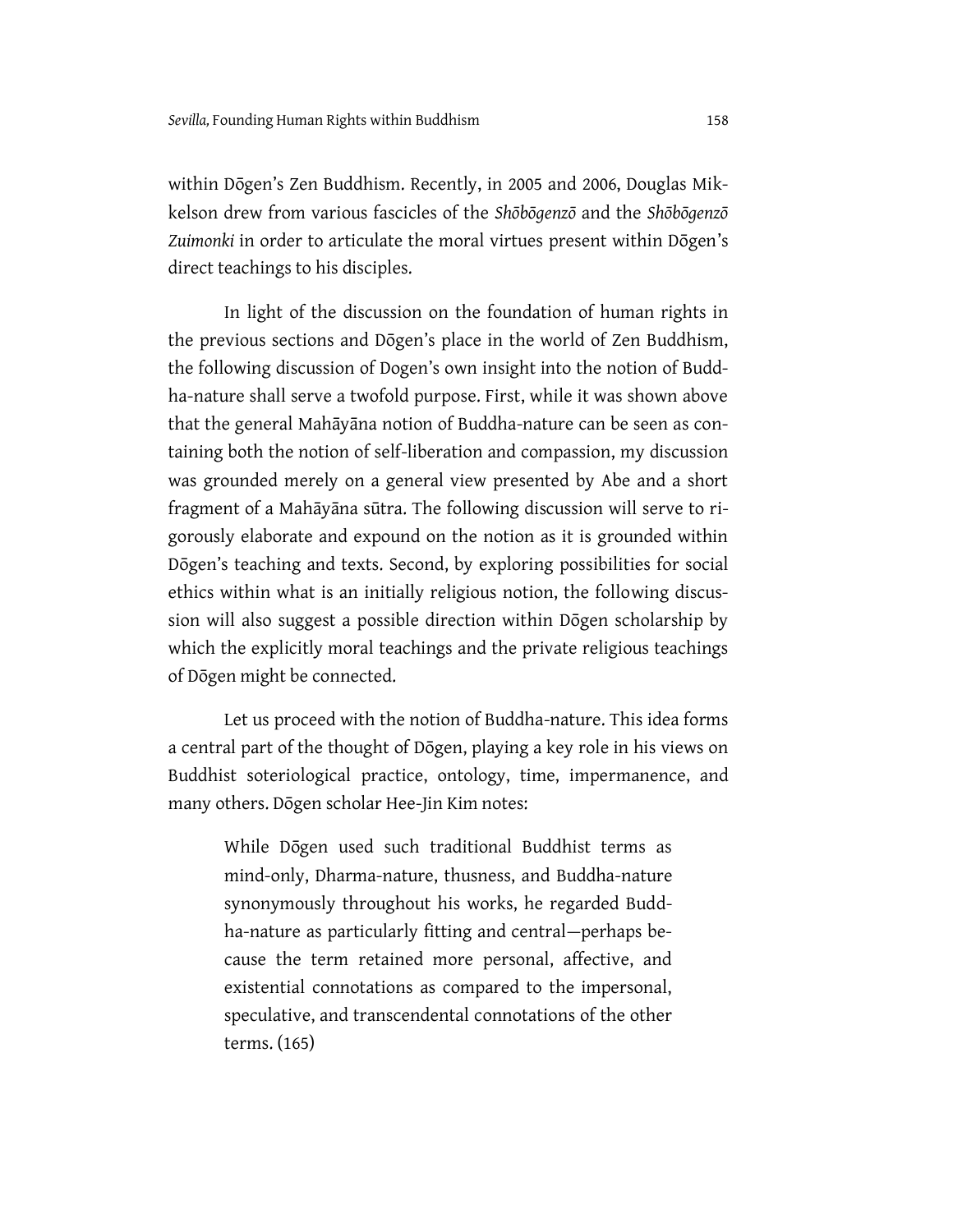within Dōgen's Zen Buddhism. Recently, in 2005 and 2006, Douglas Mikkelson drew from various fascicles of the *Shōbōgenzō* and the *Shōbōgenzō Zuimonki* in order to articulate the moral virtues present within Dōgen's direct teachings to his disciples.

In light of the discussion on the foundation of human rights in the previous sections and Dōgen's place in the world of Zen Buddhism, the following discussion of Dogen's own insight into the notion of Buddha-nature shall serve a twofold purpose. First, while it was shown above that the general Mahāyāna notion of Buddha-nature can be seen as containing both the notion of self-liberation and compassion, my discussion was grounded merely on a general view presented by Abe and a short fragment of a Mahāyāna sūtra. The following discussion will serve to rigorously elaborate and expound on the notion as it is grounded within Dōgen's teaching and texts. Second, by exploring possibilities for social ethics within what is an initially religious notion, the following discussion will also suggest a possible direction within Dōgen scholarship by which the explicitly moral teachings and the private religious teachings of Dōgen might be connected.

Let us proceed with the notion of Buddha-nature. This idea forms a central part of the thought of Dōgen, playing a key role in his views on Buddhist soteriological practice, ontology, time, impermanence, and many others. Dōgen scholar Hee-Jin Kim notes:

> While Dōgen used such traditional Buddhist terms as mind-only, Dharma-nature, thusness, and Buddha-nature synonymously throughout his works, he regarded Buddha-nature as particularly fitting and central—perhaps because the term retained more personal, affective, and existential connotations as compared to the impersonal, speculative, and transcendental connotations of the other terms. (165)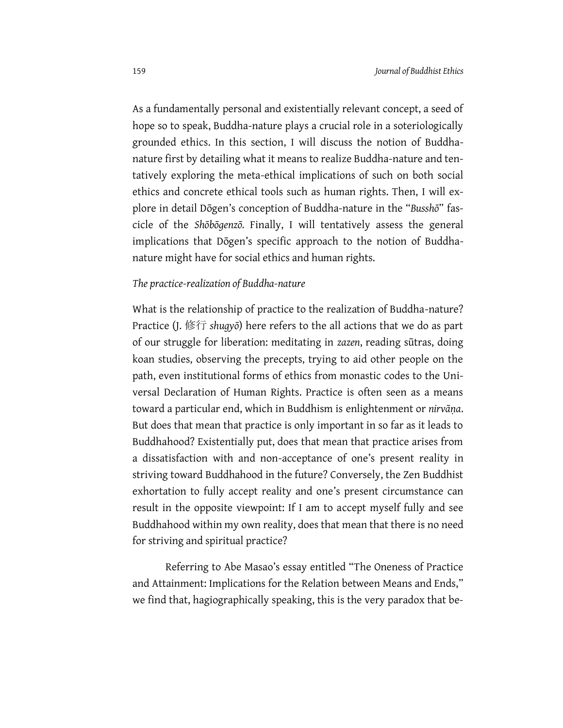As a fundamentally personal and existentially relevant concept, a seed of hope so to speak, Buddha-nature plays a crucial role in a soteriologically grounded ethics. In this section, I will discuss the notion of Buddha-nature first by detailing what it means to realize Buddha-nature and tentatively exploring the meta-ethical implications of such on both social ethics and concrete ethical tools such as human rights. Then, I will explore in detail Dōgen's conception of Buddha-nature in the "*Busshō*" fascicle of the *Shōbōgenzō.* Finally, I will tentatively assess the general implications that Dōgen's specific approach to the notion of Buddha-nature might have for social ethics and human rights.

### *The practice-realization of Buddha-nature*

What is the relationship of practice to the realization of Buddha-nature? Practice (J. 修行 *shugyō*) here refers to the all actions that we do as part of our struggle for liberation: meditating in *zazen*, reading sūtras, doing koan studies, observing the precepts, trying to aid other people on the path, even institutional forms of ethics from monastic codes to the Universal Declaration of Human Rights. Practice is often seen as a means toward a particular end, which in Buddhism is enlightenment or *nirvāṇa*. But does that mean that practice is only important in so far as it leads to Buddhahood? Existentially put, does that mean that practice arises from a dissatisfaction with and non-acceptance of one's present reality in striving toward Buddhahood in the future? Conversely, the Zen Buddhist exhortation to fully accept reality and one's present circumstance can result in the opposite viewpoint: If I am to accept myself fully and see Buddhahood within my own reality, does that mean that there is no need for striving and spiritual practice?

Referring to Abe Masao's essay entitled "The Oneness of Practice and Attainment: Implications for the Relation between Means and Ends," we find that, hagiographically speaking, this is the very paradox that be-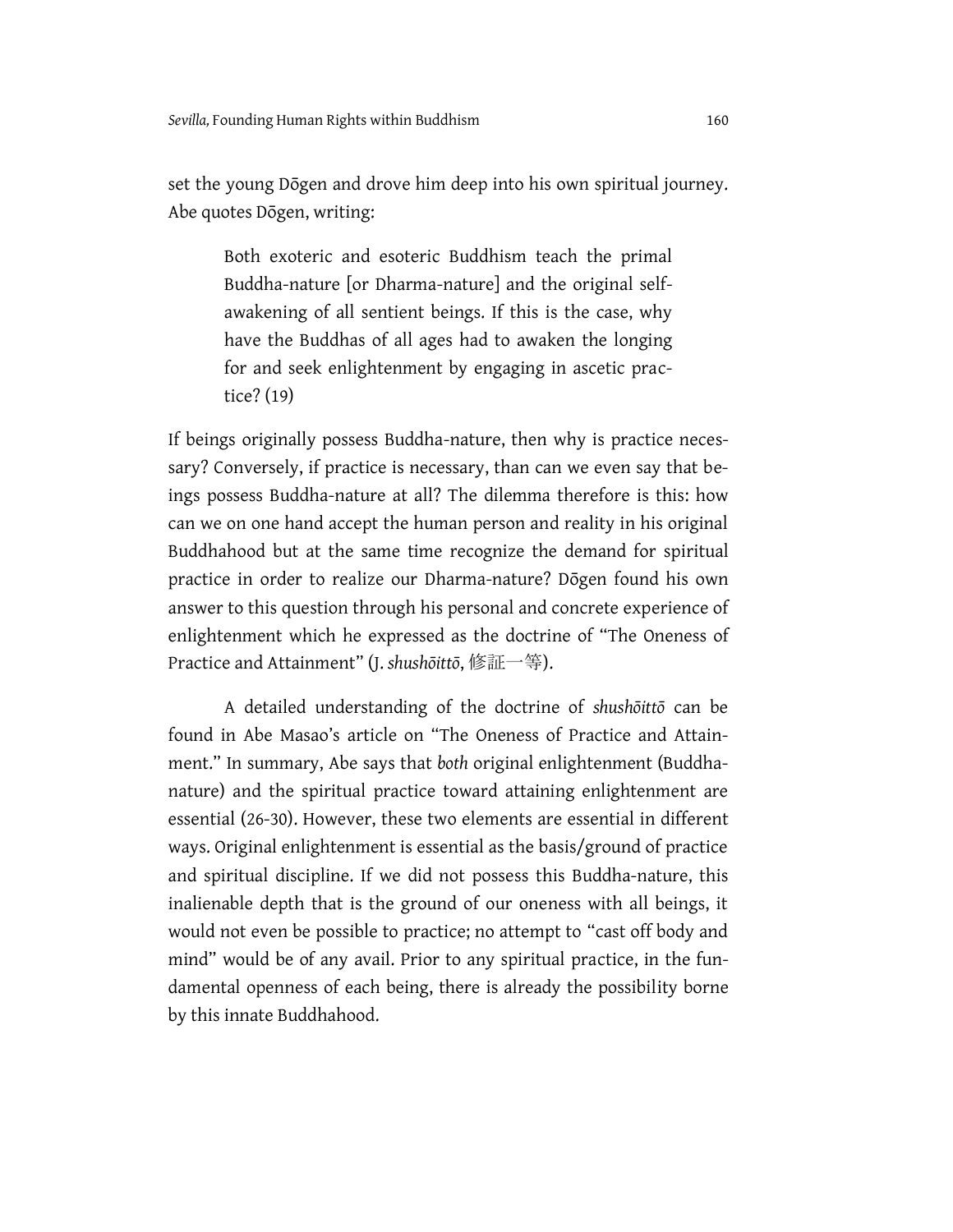set the young Dōgen and drove him deep into his own spiritual journey. Abe quotes Dōgen, writing:

> Both exoteric and esoteric Buddhism teach the primal Buddha-nature [or Dharma-nature] and the original self-awakening of all sentient beings. If this is the case, why have the Buddhas of all ages had to awaken the longing for and seek enlightenment by engaging in ascetic practice? (19)

If beings originally possess Buddha-nature, then why is practice necessary? Conversely, if practice is necessary, than can we even say that beings possess Buddha-nature at all? The dilemma therefore is this: how can we on one hand accept the human person and reality in his original Buddhahood but at the same time recognize the demand for spiritual practice in order to realize our Dharma-nature? Dōgen found his own answer to this question through his personal and concrete experience of enlightenment which he expressed as the doctrine of "The Oneness of Practice and Attainment" (J. *shushōittō*, 修証一等).

A detailed understanding of the doctrine of *shushōittō* can be found in Abe Masao's article on "The Oneness of Practice and Attainment." In summary, Abe says that *both* original enlightenment (Buddha-nature) and the spiritual practice toward attaining enlightenment are essential (26-30). However, these two elements are essential in different ways. Original enlightenment is essential as the basis/ground of practice and spiritual discipline. If we did not possess this Buddha-nature, this inalienable depth that is the ground of our oneness with all beings, it would not even be possible to practice; no attempt to "cast off body and mind" would be of any avail. Prior to any spiritual practice, in the fundamental openness of each being, there is already the possibility borne by this innate Buddhahood.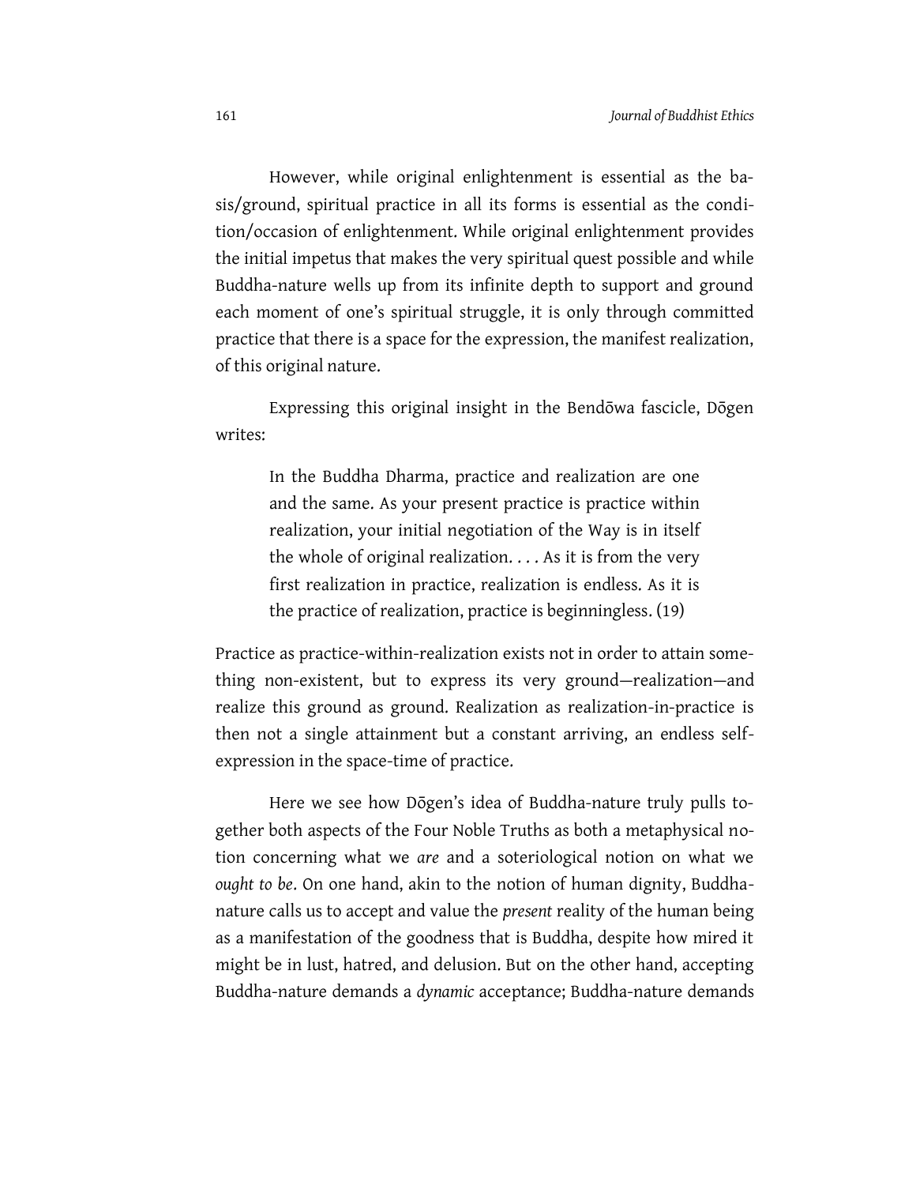However, while original enlightenment is essential as the basis/ground, spiritual practice in all its forms is essential as the condition/occasion of enlightenment. While original enlightenment provides the initial impetus that makes the very spiritual quest possible and while Buddha-nature wells up from its infinite depth to support and ground each moment of one's spiritual struggle, it is only through committed practice that there is a space for the expression, the manifest realization, of this original nature.

Expressing this original insight in the Bendōwa fascicle, Dōgen writes:

> In the Buddha Dharma, practice and realization are one and the same. As your present practice is practice within realization, your initial negotiation of the Way is in itself the whole of original realization. . . . As it is from the very first realization in practice, realization is endless. As it is the practice of realization, practice is beginningless. (19)

Practice as practice-within-realization exists not in order to attain something non-existent, but to express its very ground—realization—and realize this ground as ground. Realization as realization-in-practice is then not a single attainment but a constant arriving, an endless self-expression in the space-time of practice.

Here we see how Dōgen's idea of Buddha-nature truly pulls together both aspects of the Four Noble Truths as both a metaphysical notion concerning what we *are* and a soteriological notion on what we *ought to be*. On one hand, akin to the notion of human dignity, Buddha-nature calls us to accept and value the *present* reality of the human being as a manifestation of the goodness that is Buddha, despite how mired it might be in lust, hatred, and delusion. But on the other hand, accepting Buddha-nature demands a *dynamic* acceptance; Buddha-nature demands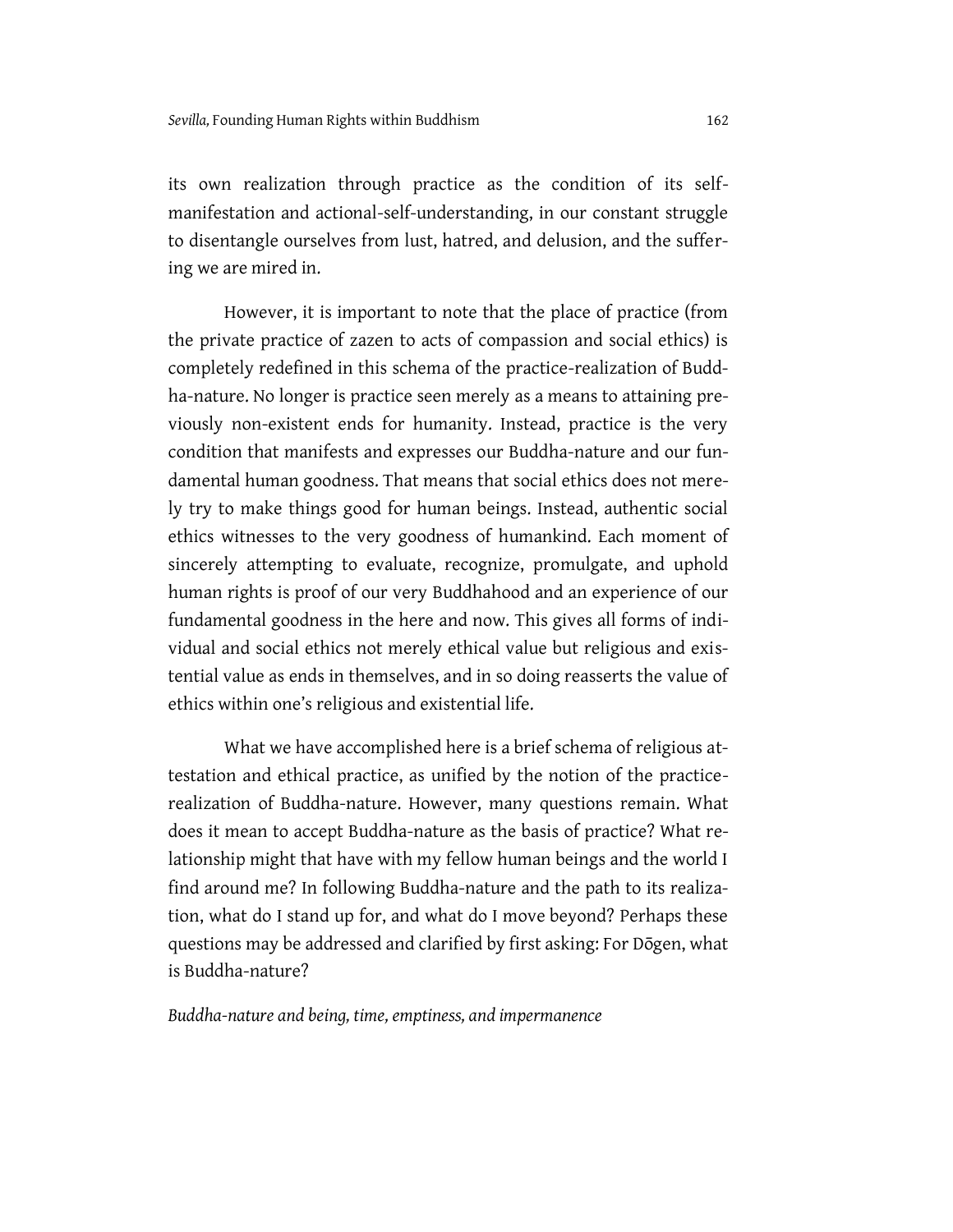its own realization through practice as the condition of its self-manifestation and actional-self-understanding, in our constant struggle to disentangle ourselves from lust, hatred, and delusion, and the suffering we are mired in.

However, it is important to note that the place of practice (from the private practice of zazen to acts of compassion and social ethics) is completely redefined in this schema of the practice-realization of Buddha-nature. No longer is practice seen merely as a means to attaining previously non-existent ends for humanity. Instead, practice is the very condition that manifests and expresses our Buddha-nature and our fundamental human goodness. That means that social ethics does not merely try to make things good for human beings. Instead, authentic social ethics witnesses to the very goodness of humankind. Each moment of sincerely attempting to evaluate, recognize, promulgate, and uphold human rights is proof of our very Buddhahood and an experience of our fundamental goodness in the here and now. This gives all forms of individual and social ethics not merely ethical value but religious and existential value as ends in themselves, and in so doing reasserts the value of ethics within one's religious and existential life.

What we have accomplished here is a brief schema of religious attestation and ethical practice, as unified by the notion of the practice-realization of Buddha-nature. However, many questions remain. What does it mean to accept Buddha-nature as the basis of practice? What relationship might that have with my fellow human beings and the world I find around me? In following Buddha-nature and the path to its realization, what do I stand up for, and what do I move beyond? Perhaps these questions may be addressed and clarified by first asking: For Dōgen, what is Buddha-nature?

### *Buddha-nature and being, time, emptiness, and impermanence*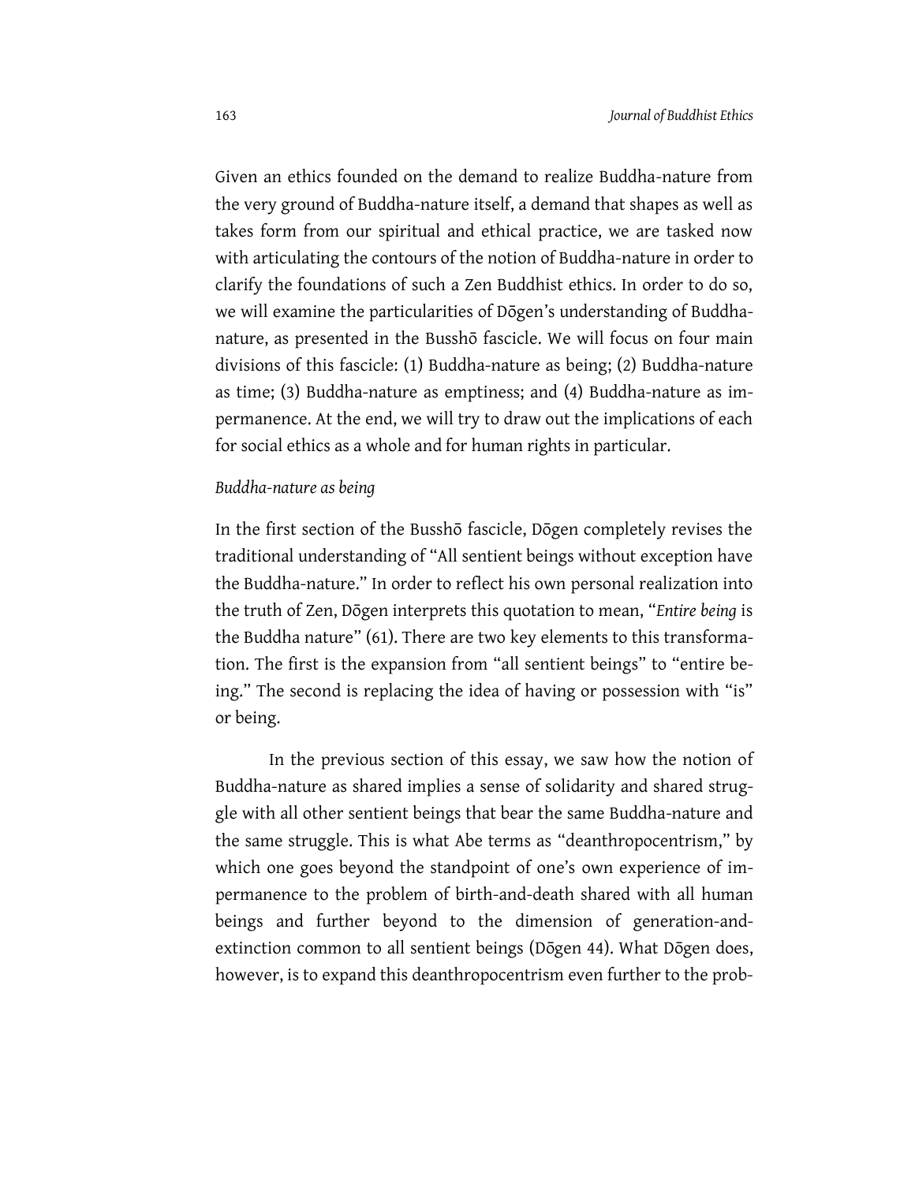Given an ethics founded on the demand to realize Buddha-nature from the very ground of Buddha-nature itself, a demand that shapes as well as takes form from our spiritual and ethical practice, we are tasked now with articulating the contours of the notion of Buddha-nature in order to clarify the foundations of such a Zen Buddhist ethics. In order to do so, we will examine the particularities of Dōgen's understanding of Buddha-nature, as presented in the Busshō fascicle. We will focus on four main divisions of this fascicle: (1) Buddha-nature as being; (2) Buddha-nature as time; (3) Buddha-nature as emptiness; and (4) Buddha-nature as impermanence. At the end, we will try to draw out the implications of each for social ethics as a whole and for human rights in particular.

*Buddha-nature as being*

In the first section of the Busshō fascicle, Dōgen completely revises the traditional understanding of "All sentient beings without exception have the Buddha-nature." In order to reflect his own personal realization into the truth of Zen, Dōgen interprets this quotation to mean, "*Entire being* is the Buddha nature" (61). There are two key elements to this transformation. The first is the expansion from "all sentient beings" to "entire being." The second is replacing the idea of having or possession with "is" or being.

In the previous section of this essay, we saw how the notion of Buddha-nature as shared implies a sense of solidarity and shared struggle with all other sentient beings that bear the same Buddha-nature and the same struggle. This is what Abe terms as "deanthropocentrism," by which one goes beyond the standpoint of one's own experience of impermanence to the problem of birth-and-death shared with all human beings and further beyond to the dimension of generation-and-extinction common to all sentient beings (Dōgen 44). What Dōgen does, however, is to expand this deanthropocentrism even further to the prob-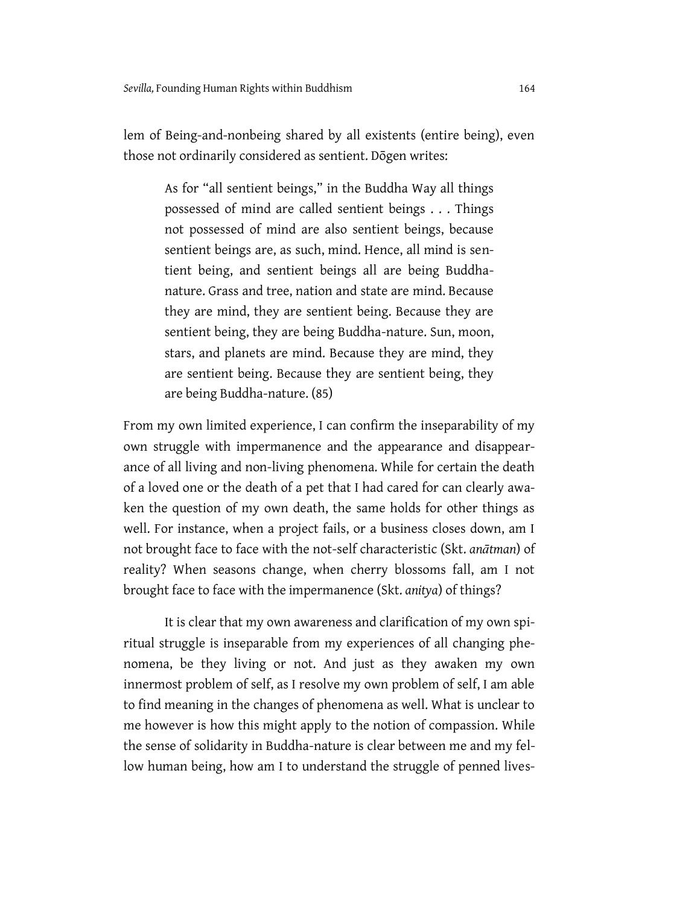lem of Being-and-nonbeing shared by all existents (entire being), even those not ordinarily considered as sentient. Dōgen writes:

> As for "all sentient beings," in the Buddha Way all things possessed of mind are called sentient beings . . . Things not possessed of mind are also sentient beings, because sentient beings are, as such, mind. Hence, all mind is sentient being, and sentient beings all are being Buddha-nature. Grass and tree, nation and state are mind. Because they are mind, they are sentient being. Because they are sentient being, they are being Buddha-nature. Sun, moon, stars, and planets are mind. Because they are mind, they are sentient being. Because they are sentient being, they are being Buddha-nature. (85)

From my own limited experience, I can confirm the inseparability of my own struggle with impermanence and the appearance and disappearance of all living and non-living phenomena. While for certain the death of a loved one or the death of a pet that I had cared for can clearly awaken the question of my own death, the same holds for other things as well. For instance, when a project fails, or a business closes down, am I not brought face to face with the not-self characteristic (Skt. *anātman*) of reality? When seasons change, when cherry blossoms fall, am I not brought face to face with the impermanence (Skt. *anitya*) of things?

It is clear that my own awareness and clarification of my own spiritual struggle is inseparable from my experiences of all changing phenomena, be they living or not. And just as they awaken my own innermost problem of self, as I resolve my own problem of self, I am able to find meaning in the changes of phenomena as well. What is unclear to me however is how this might apply to the notion of compassion. While the sense of solidarity in Buddha-nature is clear between me and my fellow human being, how am I to understand the struggle of penned lives-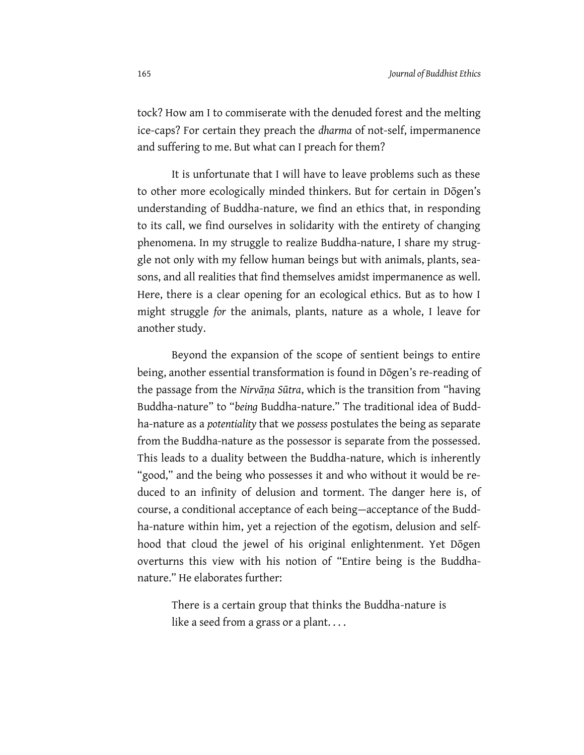tock? How am I to commiserate with the denuded forest and the melting ice-caps? For certain they preach the *dharma* of not-self, impermanence and suffering to me. But what can I preach for them?

It is unfortunate that I will have to leave problems such as these to other more ecologically minded thinkers. But for certain in Dōgen's understanding of Buddha-nature, we find an ethics that, in responding to its call, we find ourselves in solidarity with the entirety of changing phenomena. In my struggle to realize Buddha-nature, I share my struggle not only with my fellow human beings but with animals, plants, seasons, and all realities that find themselves amidst impermanence as well. Here, there is a clear opening for an ecological ethics. But as to how I might struggle *for* the animals, plants, nature as a whole, I leave for another study.

Beyond the expansion of the scope of sentient beings to entire being, another essential transformation is found in Dōgen's re-reading of the passage from the *Nirvāṇa Sūtra*, which is the transition from "having Buddha-nature" to "*being* Buddha-nature." The traditional idea of Buddha-nature as a *potentiality* that we *possess* postulates the being as separate from the Buddha-nature as the possessor is separate from the possessed. This leads to a duality between the Buddha-nature, which is inherently "good," and the being who possesses it and who without it would be reduced to an infinity of delusion and torment. The danger here is, of course, a conditional acceptance of each being—acceptance of the Buddha-nature within him, yet a rejection of the egotism, delusion and selfhood that cloud the jewel of his original enlightenment. Yet Dōgen overturns this view with his notion of "Entire being is the Buddha-nature." He elaborates further:

> There is a certain group that thinks the Buddha-nature is like a seed from a grass or a plant. . . .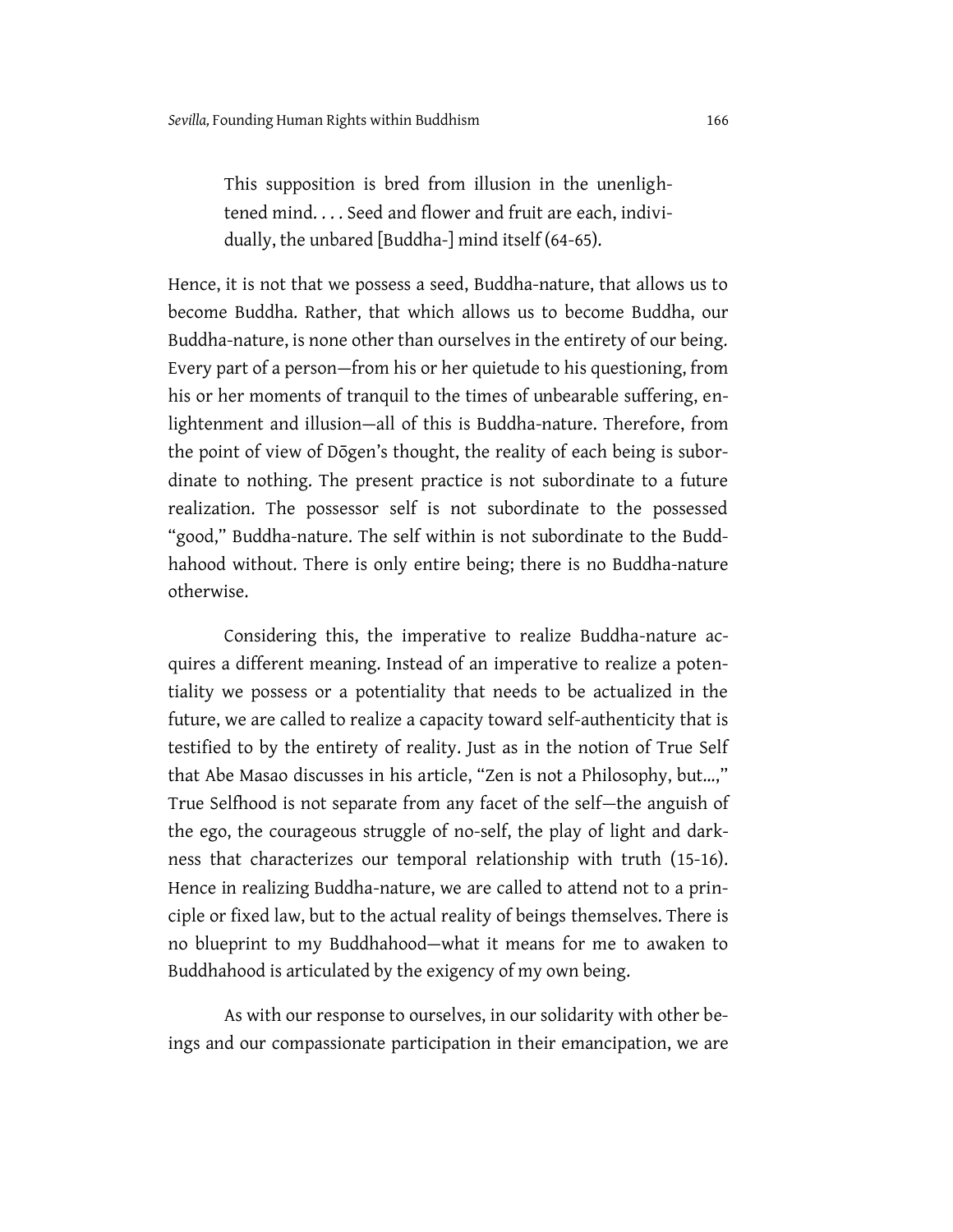> This supposition is bred from illusion in the unenlightened mind. . . . Seed and flower and fruit are each, individually, the unbared [Buddha-] mind itself (64-65).

Hence, it is not that we possess a seed, Buddha-nature, that allows us to become Buddha. Rather, that which allows us to become Buddha, our Buddha-nature, is none other than ourselves in the entirety of our being. Every part of a person—from his or her quietude to his questioning, from his or her moments of tranquil to the times of unbearable suffering, enlightenment and illusion—all of this is Buddha-nature. Therefore, from the point of view of Dōgen's thought, the reality of each being is subordinate to nothing. The present practice is not subordinate to a future realization. The possessor self is not subordinate to the possessed "good," Buddha-nature. The self within is not subordinate to the Buddhahood without. There is only entire being; there is no Buddha-nature otherwise.

Considering this, the imperative to realize Buddha-nature acquires a different meaning. Instead of an imperative to realize a potentiality we possess or a potentiality that needs to be actualized in the future, we are called to realize a capacity toward self-authenticity that is testified to by the entirety of reality. Just as in the notion of True Self that Abe Masao discusses in his article, "Zen is not a Philosophy, but...," True Selfhood is not separate from any facet of the self—the anguish of the ego, the courageous struggle of no-self, the play of light and darkness that characterizes our temporal relationship with truth (15-16). Hence in realizing Buddha-nature, we are called to attend not to a principle or fixed law, but to the actual reality of beings themselves. There is no blueprint to my Buddhahood—what it means for me to awaken to Buddhahood is articulated by the exigency of my own being.

As with our response to ourselves, in our solidarity with other beings and our compassionate participation in their emancipation, we are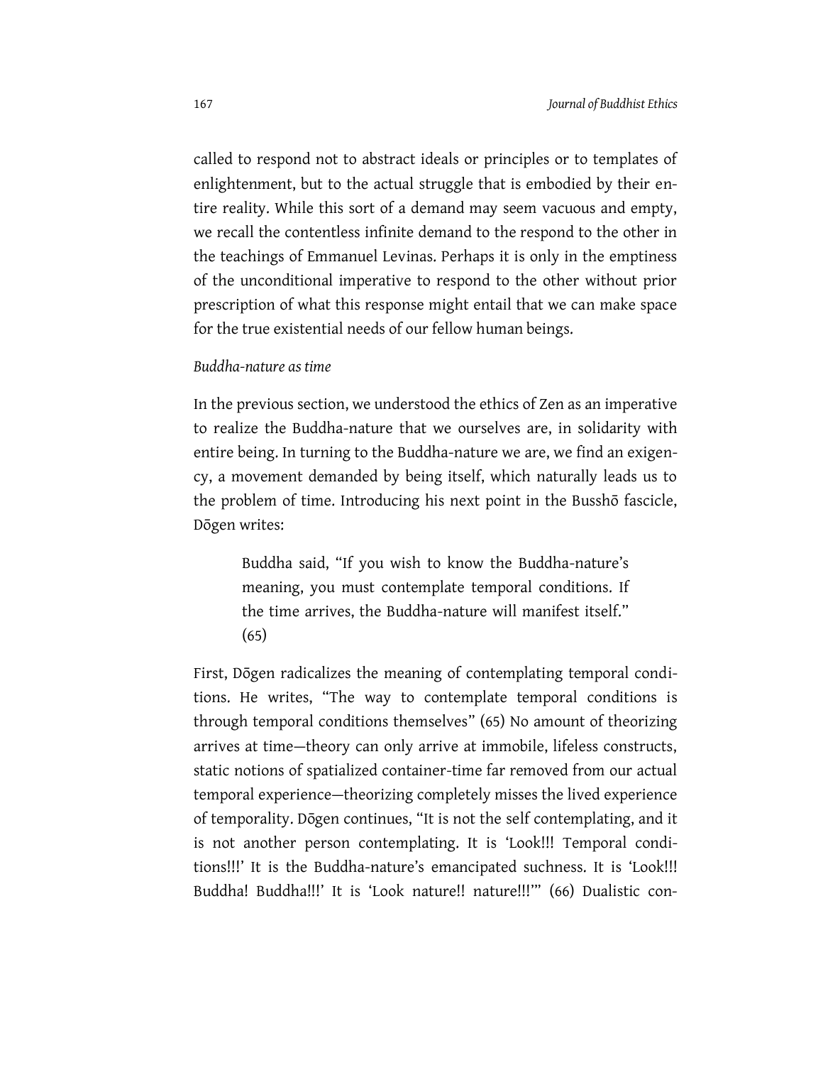called to respond not to abstract ideals or principles or to templates of enlightenment, but to the actual struggle that is embodied by their entire reality. While this sort of a demand may seem vacuous and empty, we recall the contentless infinite demand to the respond to the other in the teachings of Emmanuel Levinas. Perhaps it is only in the emptiness of the unconditional imperative to respond to the other without prior prescription of what this response might entail that we can make space for the true existential needs of our fellow human beings.

*Buddha-nature as time*

In the previous section, we understood the ethics of Zen as an imperative to realize the Buddha-nature that we ourselves are, in solidarity with entire being. In turning to the Buddha-nature we are, we find an exigency, a movement demanded by being itself, which naturally leads us to the problem of time. Introducing his next point in the Busshō fascicle, Dōgen writes:

> Buddha said, "If you wish to know the Buddha-nature's meaning, you must contemplate temporal conditions. If the time arrives, the Buddha-nature will manifest itself." (65)

First, Dōgen radicalizes the meaning of contemplating temporal conditions. He writes, "The way to contemplate temporal conditions is through temporal conditions themselves" (65) No amount of theorizing arrives at time—theory can only arrive at immobile, lifeless constructs, static notions of spatialized container-time far removed from our actual temporal experience—theorizing completely misses the lived experience of temporality. Dōgen continues, "It is not the self contemplating, and it is not another person contemplating. It is 'Look!!! Temporal conditions!!!' It is the Buddha-nature's emancipated suchness. It is 'Look!!! Buddha! Buddha!!!' It is 'Look nature!! nature!!!'" (66) Dualistic con-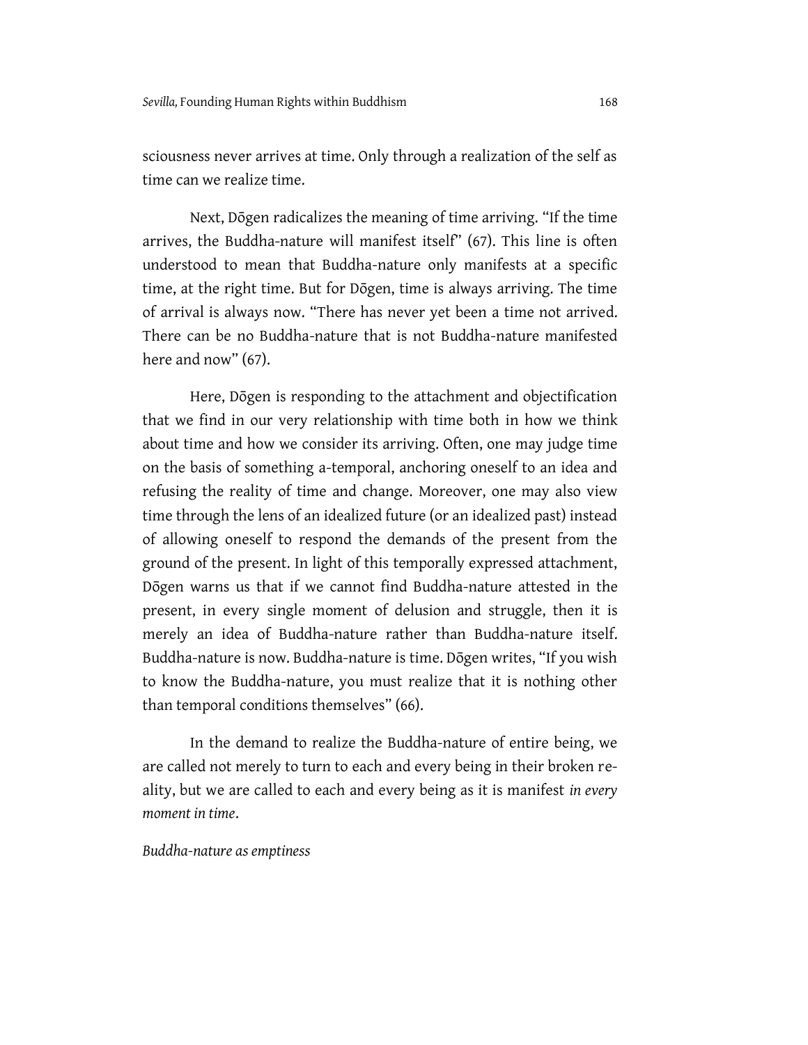sciousness never arrives at time. Only through a realization of the self as time can we realize time.

Next, Dōgen radicalizes the meaning of time arriving. "If the time arrives, the Buddha-nature will manifest itself" (67). This line is often understood to mean that Buddha-nature only manifests at a specific time, at the right time. But for Dōgen, time is always arriving. The time of arrival is always now. "There has never yet been a time not arrived. There can be no Buddha-nature that is not Buddha-nature manifested here and now" (67).

Here, Dōgen is responding to the attachment and objectification that we find in our very relationship with time both in how we think about time and how we consider its arriving. Often, one may judge time on the basis of something a-temporal, anchoring oneself to an idea and refusing the reality of time and change. Moreover, one may also view time through the lens of an idealized future (or an idealized past) instead of allowing oneself to respond the demands of the present from the ground of the present. In light of this temporally expressed attachment, Dōgen warns us that if we cannot find Buddha-nature attested in the present, in every single moment of delusion and struggle, then it is merely an idea of Buddha-nature rather than Buddha-nature itself. Buddha-nature is now. Buddha-nature is time. Dōgen writes, "If you wish to know the Buddha-nature, you must realize that it is nothing other than temporal conditions themselves" (66).

In the demand to realize the Buddha-nature of entire being, we are called not merely to turn to each and every being in their broken reality, but we are called to each and every being as it is manifest *in every moment in time*.

*Buddha-nature as emptiness*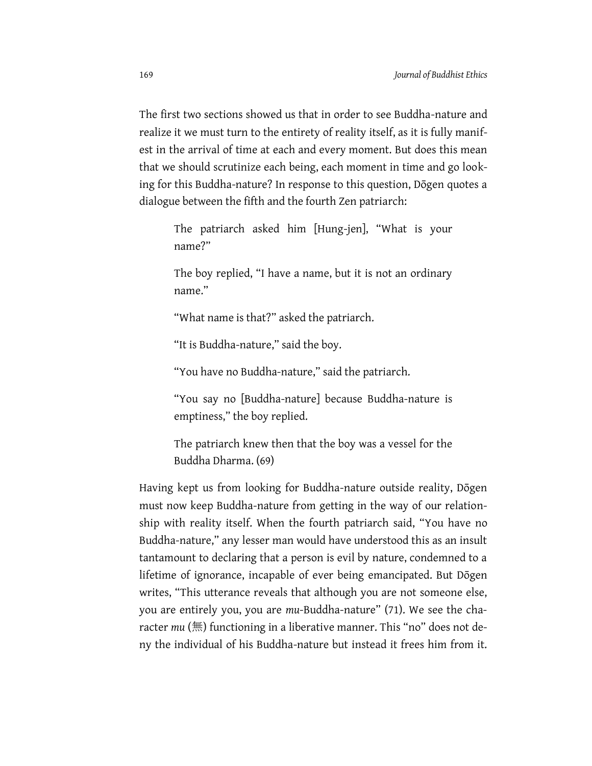The first two sections showed us that in order to see Buddha-nature and realize it we must turn to the entirety of reality itself, as it is fully manifest in the arrival of time at each and every moment. But does this mean that we should scrutinize each being, each moment in time and go looking for this Buddha-nature? In response to this question, Dōgen quotes a dialogue between the fifth and the fourth Zen patriarch:

> The patriarch asked him [Hung-jen], "What is your name?"
>
> The boy replied, "I have a name, but it is not an ordinary name."
>
> "What name is that?" asked the patriarch.
>
> "It is Buddha-nature," said the boy.
>
> "You have no Buddha-nature," said the patriarch.
>
> "You say no [Buddha-nature] because Buddha-nature is emptiness," the boy replied.
>
> The patriarch knew then that the boy was a vessel for the Buddha Dharma. (69)

Having kept us from looking for Buddha-nature outside reality, Dōgen must now keep Buddha-nature from getting in the way of our relationship with reality itself. When the fourth patriarch said, "You have no Buddha-nature," any lesser man would have understood this as an insult tantamount to declaring that a person is evil by nature, condemned to a lifetime of ignorance, incapable of ever being emancipated. But Dōgen writes, "This utterance reveals that although you are not someone else, you are entirely you, you are *mu*-Buddha-nature" (71). We see the character *mu* (無) functioning in a liberative manner. This "no" does not deny the individual of his Buddha-nature but instead it frees him from it.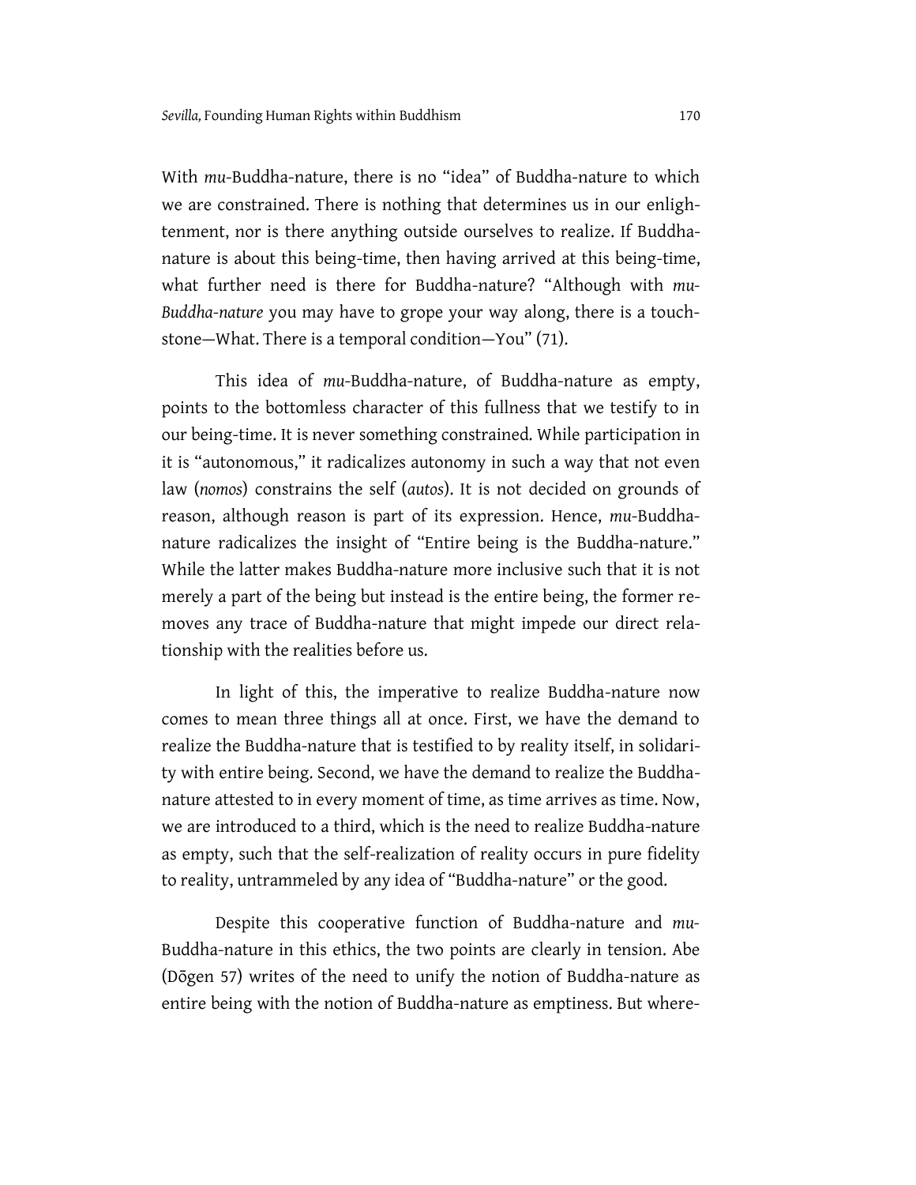With *mu*-Buddha-nature, there is no "idea" of Buddha-nature to which we are constrained. There is nothing that determines us in our enlightenment, nor is there anything outside ourselves to realize. If Buddha-nature is about this being-time, then having arrived at this being-time, what further need is there for Buddha-nature? "Although with *mu-Buddha-nature* you may have to grope your way along, there is a touchstone—What. There is a temporal condition—You" (71).

This idea of *mu*-Buddha-nature, of Buddha-nature as empty, points to the bottomless character of this fullness that we testify to in our being-time. It is never something constrained. While participation in it is "autonomous," it radicalizes autonomy in such a way that not even law (*nomos*) constrains the self (*autos*). It is not decided on grounds of reason, although reason is part of its expression. Hence, *mu*-Buddha-nature radicalizes the insight of "Entire being is the Buddha-nature." While the latter makes Buddha-nature more inclusive such that it is not merely a part of the being but instead is the entire being, the former removes any trace of Buddha-nature that might impede our direct relationship with the realities before us.

In light of this, the imperative to realize Buddha-nature now comes to mean three things all at once. First, we have the demand to realize the Buddha-nature that is testified to by reality itself, in solidarity with entire being. Second, we have the demand to realize the Buddha-nature attested to in every moment of time, as time arrives as time. Now, we are introduced to a third, which is the need to realize Buddha-nature as empty, such that the self-realization of reality occurs in pure fidelity to reality, untrammeled by any idea of "Buddha-nature" or the good.

Despite this cooperative function of Buddha-nature and *mu*-Buddha-nature in this ethics, the two points are clearly in tension. Abe (Dōgen 57) writes of the need to unify the notion of Buddha-nature as entire being with the notion of Buddha-nature as emptiness. But where-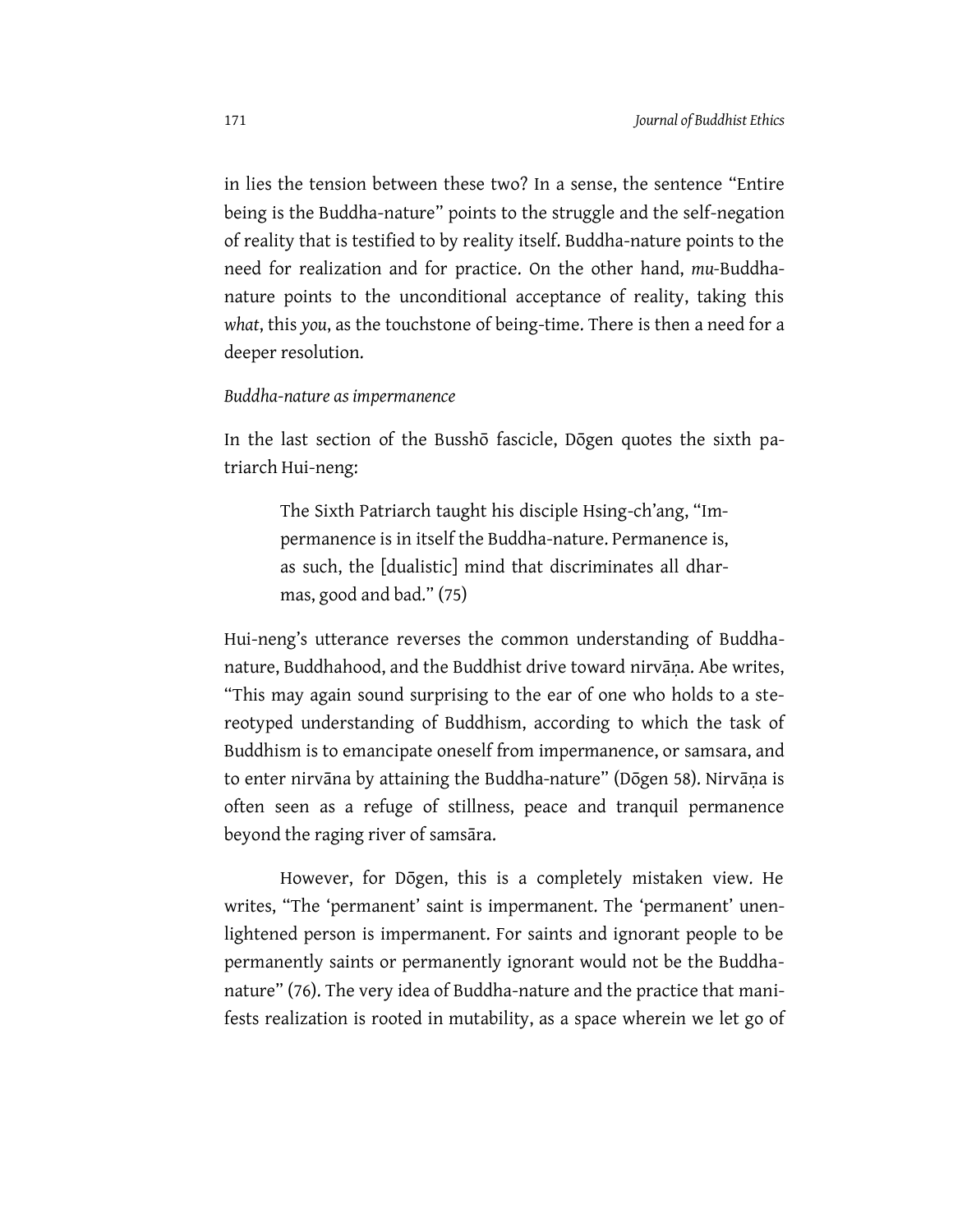in lies the tension between these two? In a sense, the sentence "Entire being is the Buddha-nature" points to the struggle and the self-negation of reality that is testified to by reality itself. Buddha-nature points to the need for realization and for practice. On the other hand, *mu*-Buddha-nature points to the unconditional acceptance of reality, taking this *what*, this *you*, as the touchstone of being-time. There is then a need for a deeper resolution.

*Buddha-nature as impermanence*

In the last section of the Busshō fascicle, Dōgen quotes the sixth patriarch Hui-neng:

> The Sixth Patriarch taught his disciple Hsing-ch'ang, "Impermanence is in itself the Buddha-nature. Permanence is, as such, the [dualistic] mind that discriminates all dharmas, good and bad." (75)

Hui-neng's utterance reverses the common understanding of Buddha-nature, Buddhahood, and the Buddhist drive toward nirvāṇa. Abe writes, "This may again sound surprising to the ear of one who holds to a stereotyped understanding of Buddhism, according to which the task of Buddhism is to emancipate oneself from impermanence, or samsara, and to enter nirvāna by attaining the Buddha-nature" (Dōgen 58). Nirvāṇa is often seen as a refuge of stillness, peace and tranquil permanence beyond the raging river of samsāra.

However, for Dōgen, this is a completely mistaken view. He writes, "The 'permanent' saint is impermanent. The 'permanent' unenlightened person is impermanent. For saints and ignorant people to be permanently saints or permanently ignorant would not be the Buddha-nature" (76). The very idea of Buddha-nature and the practice that manifests realization is rooted in mutability, as a space wherein we let go of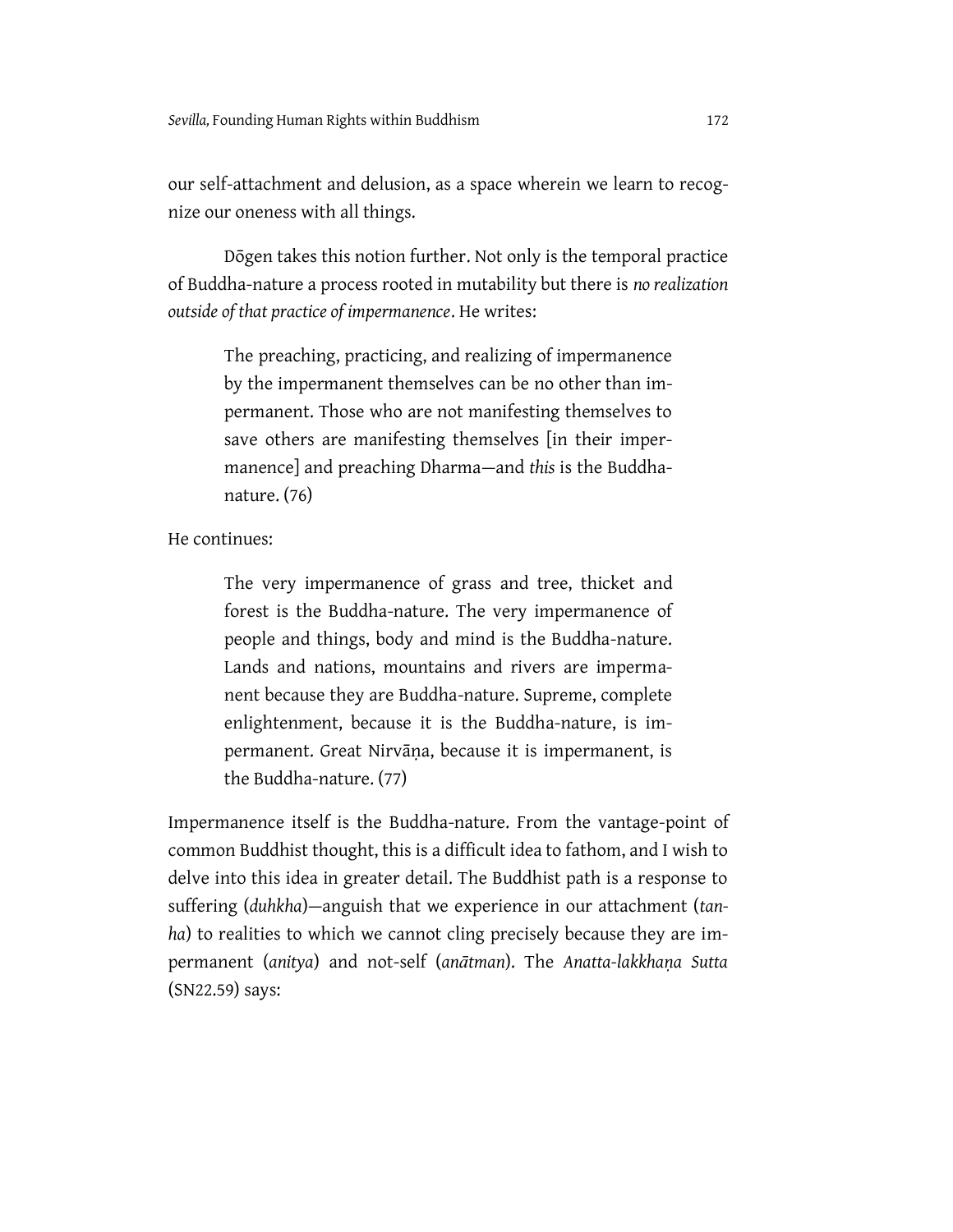our self-attachment and delusion, as a space wherein we learn to recognize our oneness with all things.

Dōgen takes this notion further. Not only is the temporal practice of Buddha-nature a process rooted in mutability but there is *no realization outside of that practice of impermanence*. He writes:

> The preaching, practicing, and realizing of impermanence by the impermanent themselves can be no other than impermanent. Those who are not manifesting themselves to save others are manifesting themselves [in their impermanence] and preaching Dharma—and *this* is the Buddha-nature. (76)

He continues:

> The very impermanence of grass and tree, thicket and forest is the Buddha-nature. The very impermanence of people and things, body and mind is the Buddha-nature. Lands and nations, mountains and rivers are impermanent because they are Buddha-nature. Supreme, complete enlightenment, because it is the Buddha-nature, is impermanent. Great Nirvāṇa, because it is impermanent, is the Buddha-nature. (77)

Impermanence itself is the Buddha-nature. From the vantage-point of common Buddhist thought, this is a difficult idea to fathom, and I wish to delve into this idea in greater detail. The Buddhist path is a response to suffering (*duhkha*)—anguish that we experience in our attachment (*tanha*) to realities to which we cannot cling precisely because they are impermanent (*anitya*) and not-self (*anātman*). The *Anatta-lakkhaṇa Sutta* (SN22.59) says: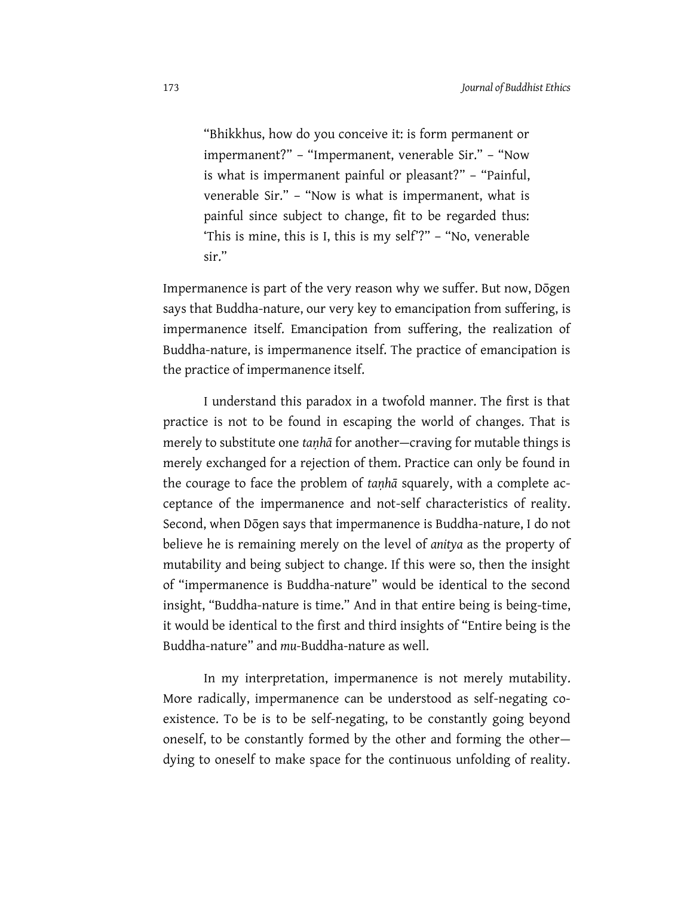> "Bhikkhus, how do you conceive it: is form permanent or impermanent?" – "Impermanent, venerable Sir." – "Now is what is impermanent painful or pleasant?" – "Painful, venerable Sir." – "Now is what is impermanent, what is painful since subject to change, fit to be regarded thus: 'This is mine, this is I, this is my self'?" – "No, venerable sir."

Impermanence is part of the very reason why we suffer. But now, Dōgen says that Buddha-nature, our very key to emancipation from suffering, is impermanence itself. Emancipation from suffering, the realization of Buddha-nature, is impermanence itself. The practice of emancipation is the practice of impermanence itself.

I understand this paradox in a twofold manner. The first is that practice is not to be found in escaping the world of changes. That is merely to substitute one *taṇhā* for another—craving for mutable things is merely exchanged for a rejection of them. Practice can only be found in the courage to face the problem of *taṇhā* squarely, with a complete acceptance of the impermanence and not-self characteristics of reality. Second, when Dōgen says that impermanence is Buddha-nature, I do not believe he is remaining merely on the level of *anitya* as the property of mutability and being subject to change. If this were so, then the insight of "impermanence is Buddha-nature" would be identical to the second insight, "Buddha-nature is time." And in that entire being is being-time, it would be identical to the first and third insights of "Entire being is the Buddha-nature" and *mu*-Buddha-nature as well.

In my interpretation, impermanence is not merely mutability. More radically, impermanence can be understood as self-negating co-existence. To be is to be self-negating, to be constantly going beyond oneself, to be constantly formed by the other and forming the other—dying to oneself to make space for the continuous unfolding of reality.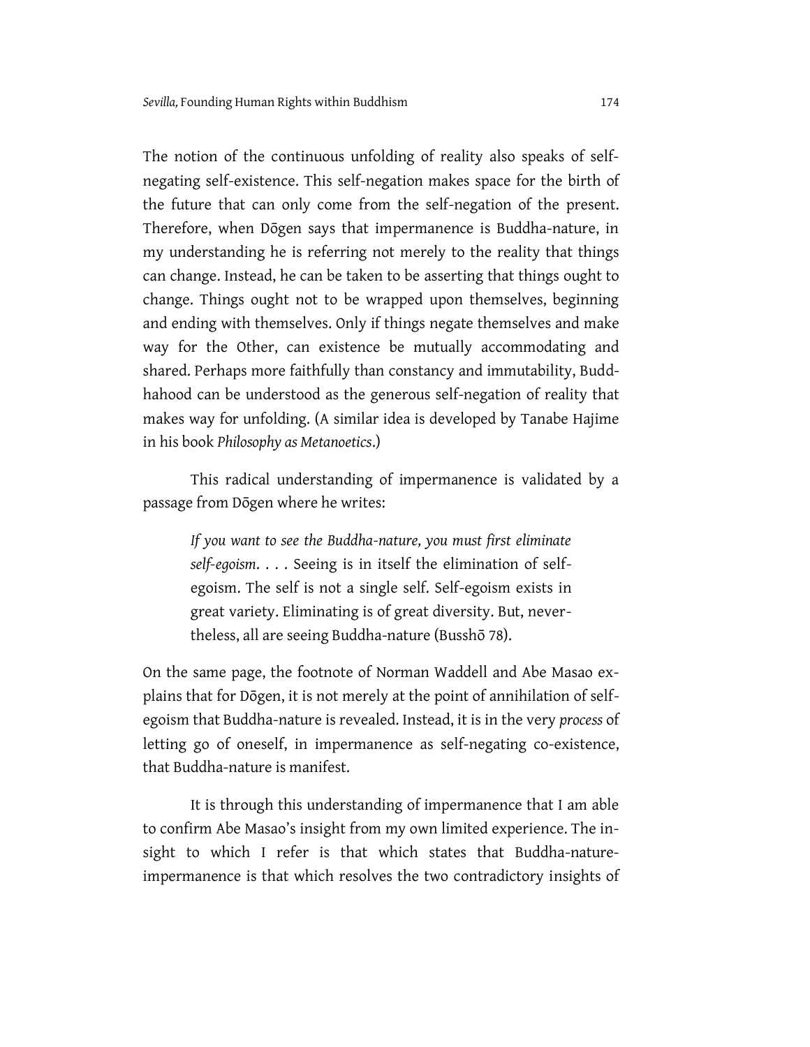The notion of the continuous unfolding of reality also speaks of self-negating self-existence. This self-negation makes space for the birth of the future that can only come from the self-negation of the present. Therefore, when Dōgen says that impermanence is Buddha-nature, in my understanding he is referring not merely to the reality that things can change. Instead, he can be taken to be asserting that things ought to change. Things ought not to be wrapped upon themselves, beginning and ending with themselves. Only if things negate themselves and make way for the Other, can existence be mutually accommodating and shared. Perhaps more faithfully than constancy and immutability, Buddhahood can be understood as the generous self-negation of reality that makes way for unfolding. (A similar idea is developed by Tanabe Hajime in his book *Philosophy as Metanoetics*.)

This radical understanding of impermanence is validated by a passage from Dōgen where he writes:

> *If you want to see the Buddha-nature, you must first eliminate self-egoism*. . . . Seeing is in itself the elimination of self-egoism. The self is not a single self. Self-egoism exists in great variety. Eliminating is of great diversity. But, nevertheless, all are seeing Buddha-nature (Busshō 78).

On the same page, the footnote of Norman Waddell and Abe Masao explains that for Dōgen, it is not merely at the point of annihilation of self-egoism that Buddha-nature is revealed. Instead, it is in the very *process* of letting go of oneself, in impermanence as self-negating co-existence, that Buddha-nature is manifest.

It is through this understanding of impermanence that I am able to confirm Abe Masao's insight from my own limited experience. The insight to which I refer is that which states that Buddha-nature-impermanence is that which resolves the two contradictory insights of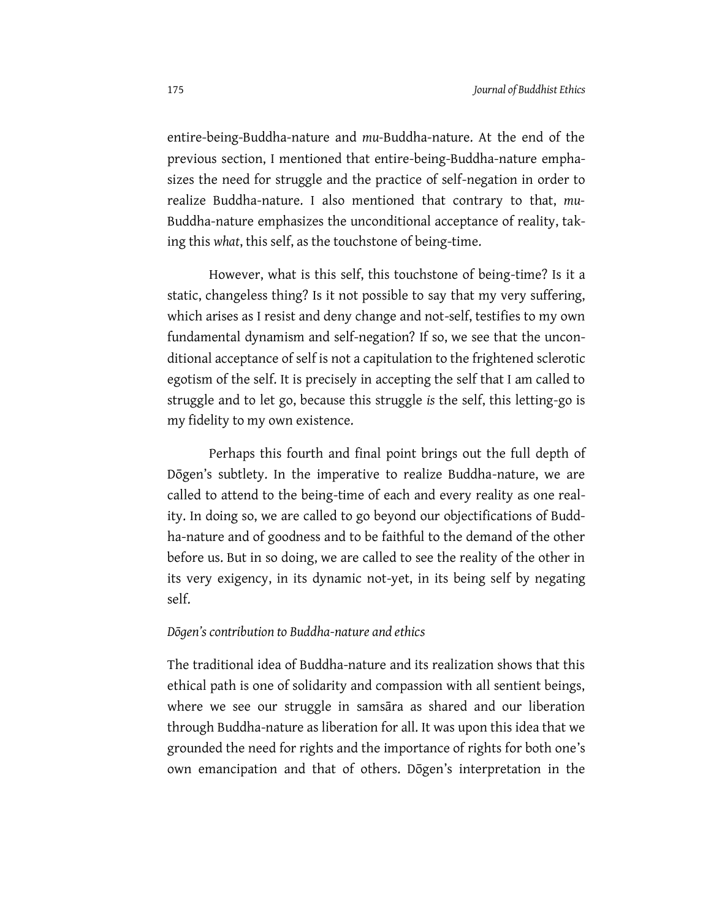entire-being-Buddha-nature and *mu*-Buddha-nature. At the end of the previous section, I mentioned that entire-being-Buddha-nature emphasizes the need for struggle and the practice of self-negation in order to realize Buddha-nature. I also mentioned that contrary to that, *mu*-Buddha-nature emphasizes the unconditional acceptance of reality, taking this *what*, this self, as the touchstone of being-time.

However, what is this self, this touchstone of being-time? Is it a static, changeless thing? Is it not possible to say that my very suffering, which arises as I resist and deny change and not-self, testifies to my own fundamental dynamism and self-negation? If so, we see that the unconditional acceptance of self is not a capitulation to the frightened sclerotic egotism of the self. It is precisely in accepting the self that I am called to struggle and to let go, because this struggle *is* the self, this letting-go is my fidelity to my own existence.

Perhaps this fourth and final point brings out the full depth of Dōgen's subtlety. In the imperative to realize Buddha-nature, we are called to attend to the being-time of each and every reality as one reality. In doing so, we are called to go beyond our objectifications of Buddha-nature and of goodness and to be faithful to the demand of the other before us. But in so doing, we are called to see the reality of the other in its very exigency, in its dynamic not-yet, in its being self by negating self.

### *Dōgen's contribution to Buddha-nature and ethics*

The traditional idea of Buddha-nature and its realization shows that this ethical path is one of solidarity and compassion with all sentient beings, where we see our struggle in samsāra as shared and our liberation through Buddha-nature as liberation for all. It was upon this idea that we grounded the need for rights and the importance of rights for both one's own emancipation and that of others. Dōgen's interpretation in the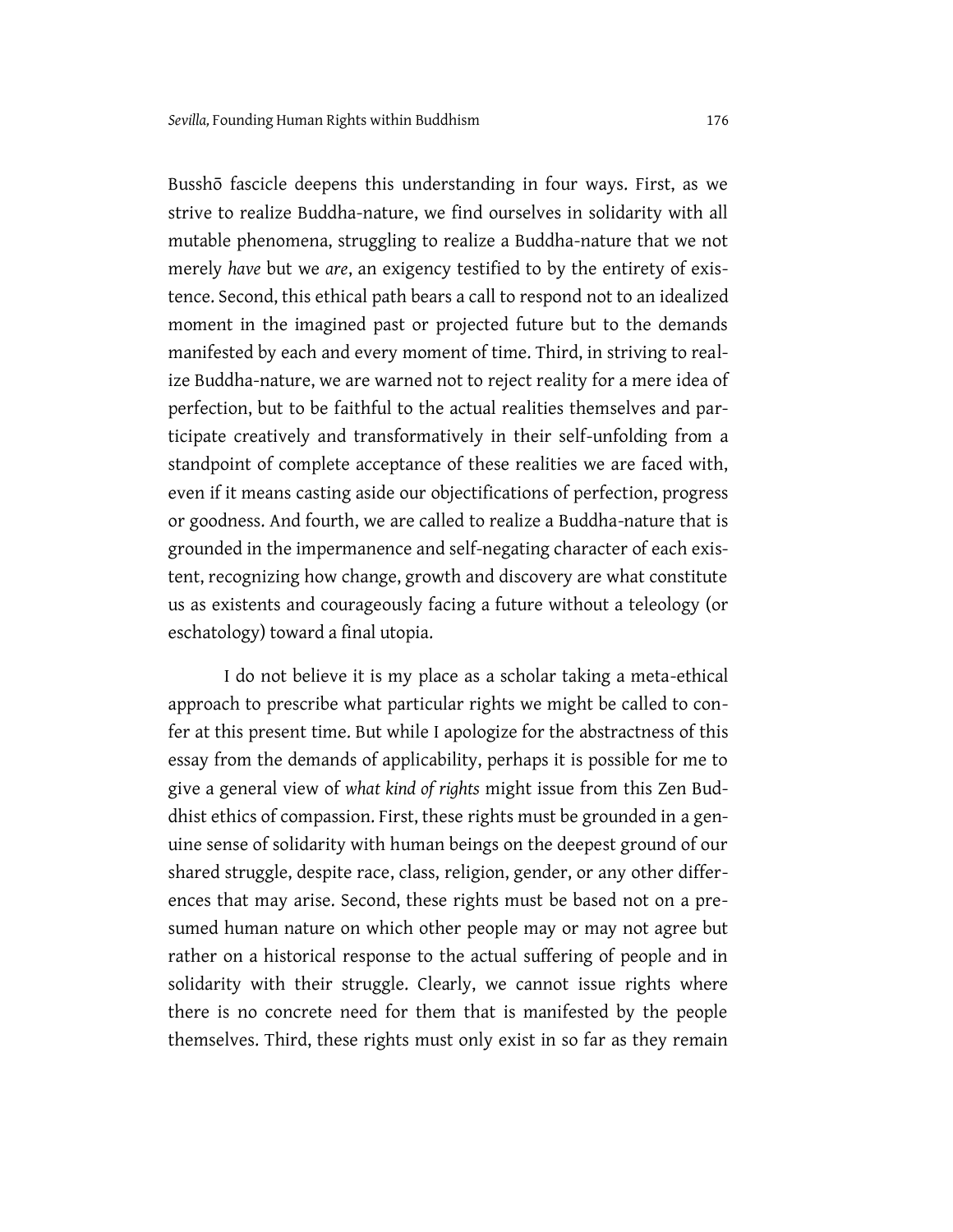Busshō fascicle deepens this understanding in four ways. First, as we strive to realize Buddha-nature, we find ourselves in solidarity with all mutable phenomena, struggling to realize a Buddha-nature that we not merely *have* but we *are*, an exigency testified to by the entirety of existence. Second, this ethical path bears a call to respond not to an idealized moment in the imagined past or projected future but to the demands manifested by each and every moment of time. Third, in striving to realize Buddha-nature, we are warned not to reject reality for a mere idea of perfection, but to be faithful to the actual realities themselves and participate creatively and transformatively in their self-unfolding from a standpoint of complete acceptance of these realities we are faced with, even if it means casting aside our objectifications of perfection, progress or goodness. And fourth, we are called to realize a Buddha-nature that is grounded in the impermanence and self-negating character of each existent, recognizing how change, growth and discovery are what constitute us as existents and courageously facing a future without a teleology (or eschatology) toward a final utopia.

I do not believe it is my place as a scholar taking a meta-ethical approach to prescribe what particular rights we might be called to confer at this present time. But while I apologize for the abstractness of this essay from the demands of applicability, perhaps it is possible for me to give a general view of *what kind of rights* might issue from this Zen Buddhist ethics of compassion. First, these rights must be grounded in a genuine sense of solidarity with human beings on the deepest ground of our shared struggle, despite race, class, religion, gender, or any other differences that may arise. Second, these rights must be based not on a presumed human nature on which other people may or may not agree but rather on a historical response to the actual suffering of people and in solidarity with their struggle. Clearly, we cannot issue rights where there is no concrete need for them that is manifested by the people themselves. Third, these rights must only exist in so far as they remain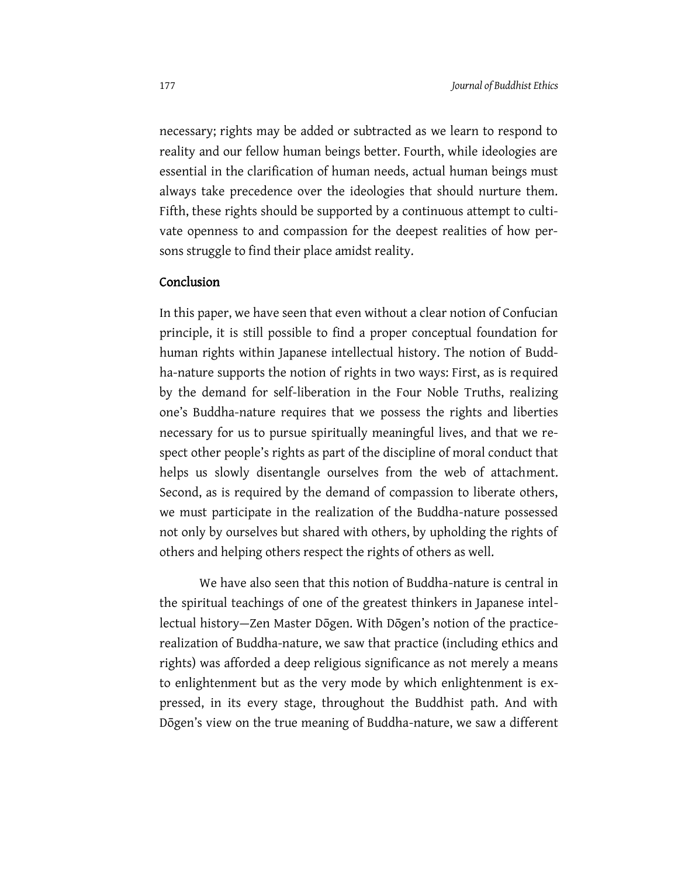necessary; rights may be added or subtracted as we learn to respond to reality and our fellow human beings better. Fourth, while ideologies are essential in the clarification of human needs, actual human beings must always take precedence over the ideologies that should nurture them. Fifth, these rights should be supported by a continuous attempt to cultivate openness to and compassion for the deepest realities of how persons struggle to find their place amidst reality.

## Conclusion

In this paper, we have seen that even without a clear notion of Confucian principle, it is still possible to find a proper conceptual foundation for human rights within Japanese intellectual history. The notion of Buddha-nature supports the notion of rights in two ways: First, as is required by the demand for self-liberation in the Four Noble Truths, realizing one's Buddha-nature requires that we possess the rights and liberties necessary for us to pursue spiritually meaningful lives, and that we respect other people's rights as part of the discipline of moral conduct that helps us slowly disentangle ourselves from the web of attachment. Second, as is required by the demand of compassion to liberate others, we must participate in the realization of the Buddha-nature possessed not only by ourselves but shared with others, by upholding the rights of others and helping others respect the rights of others as well.

We have also seen that this notion of Buddha-nature is central in the spiritual teachings of one of the greatest thinkers in Japanese intellectual history—Zen Master Dōgen. With Dōgen's notion of the practice-realization of Buddha-nature, we saw that practice (including ethics and rights) was afforded a deep religious significance as not merely a means to enlightenment but as the very mode by which enlightenment is expressed, in its every stage, throughout the Buddhist path. And with Dōgen's view on the true meaning of Buddha-nature, we saw a different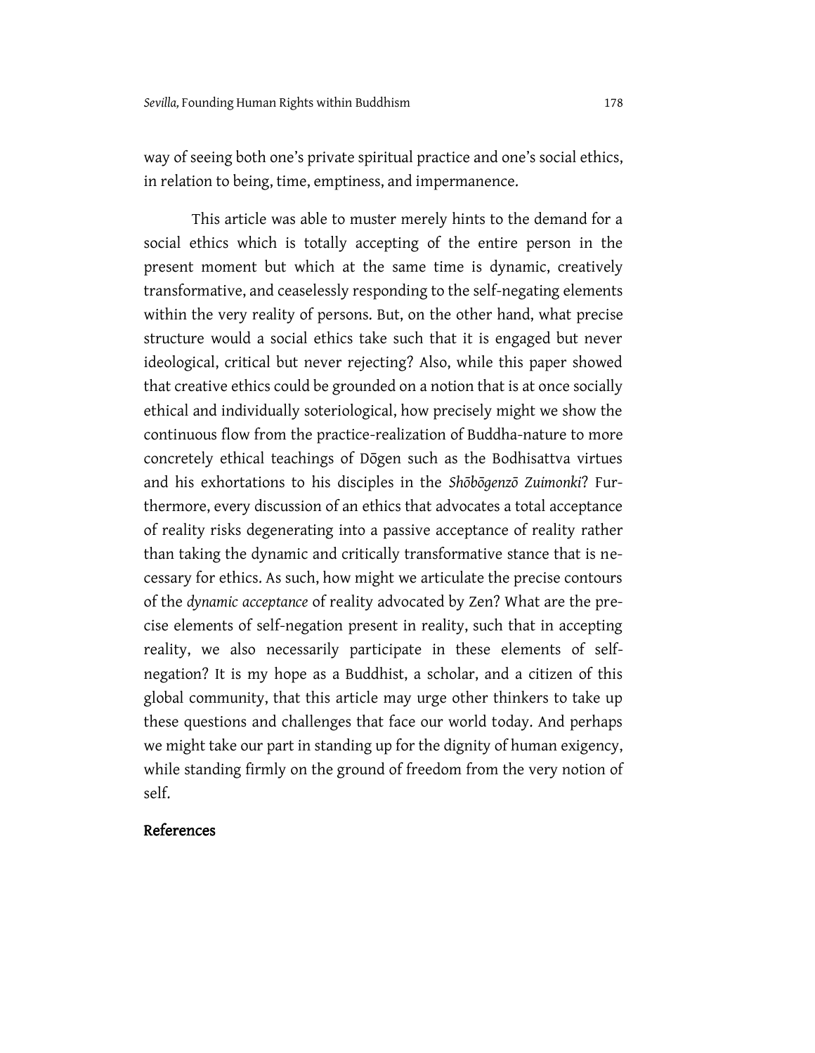way of seeing both one's private spiritual practice and one's social ethics, in relation to being, time, emptiness, and impermanence.

This article was able to muster merely hints to the demand for a social ethics which is totally accepting of the entire person in the present moment but which at the same time is dynamic, creatively transformative, and ceaselessly responding to the self-negating elements within the very reality of persons. But, on the other hand, what precise structure would a social ethics take such that it is engaged but never ideological, critical but never rejecting? Also, while this paper showed that creative ethics could be grounded on a notion that is at once socially ethical and individually soteriological, how precisely might we show the continuous flow from the practice-realization of Buddha-nature to more concretely ethical teachings of Dōgen such as the Bodhisattva virtues and his exhortations to his disciples in the *Shōbōgenzō Zuimonki*? Furthermore, every discussion of an ethics that advocates a total acceptance of reality risks degenerating into a passive acceptance of reality rather than taking the dynamic and critically transformative stance that is necessary for ethics. As such, how might we articulate the precise contours of the *dynamic acceptance* of reality advocated by Zen? What are the precise elements of self-negation present in reality, such that in accepting reality, we also necessarily participate in these elements of self-negation? It is my hope as a Buddhist, a scholar, and a citizen of this global community, that this article may urge other thinkers to take up these questions and challenges that face our world today. And perhaps we might take our part in standing up for the dignity of human exigency, while standing firmly on the ground of freedom from the very notion of self.

## References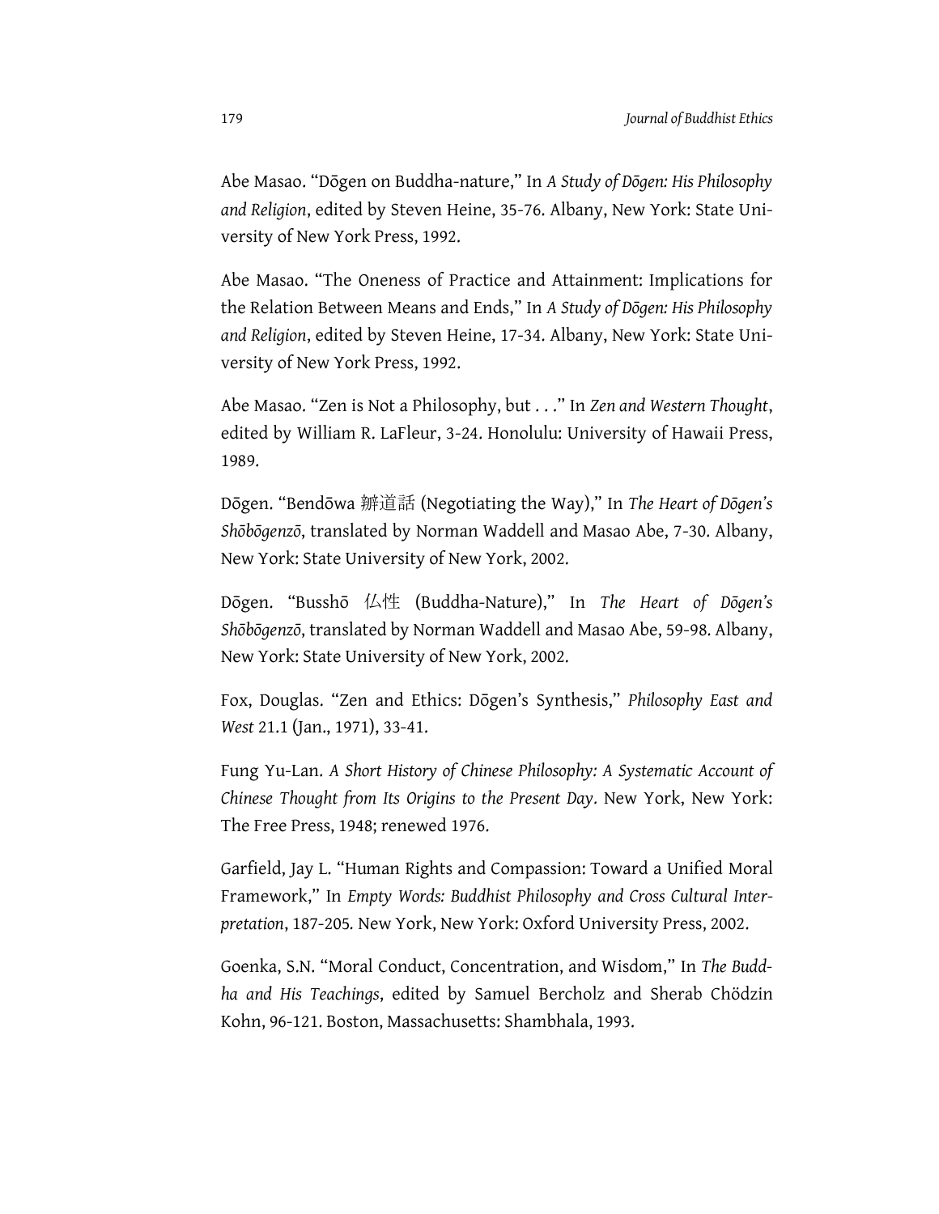Abe Masao. "Dōgen on Buddha-nature," In *A Study of Dōgen: His Philosophy and Religion*, edited by Steven Heine, 35-76. Albany, New York: State University of New York Press, 1992.

Abe Masao. "The Oneness of Practice and Attainment: Implications for the Relation Between Means and Ends," In *A Study of Dōgen: His Philosophy and Religion*, edited by Steven Heine, 17-34. Albany, New York: State University of New York Press, 1992.

Abe Masao. "Zen is Not a Philosophy, but . . ." In *Zen and Western Thought*, edited by William R. LaFleur, 3-24. Honolulu: University of Hawaii Press, 1989.

Dōgen. "Bendōwa 辧道話 (Negotiating the Way)," In *The Heart of Dōgen's Shōbōgenzō*, translated by Norman Waddell and Masao Abe, 7-30. Albany, New York: State University of New York, 2002.

Dōgen. "Busshō 仏性 (Buddha-Nature)," In *The Heart of Dōgen's Shōbōgenzō*, translated by Norman Waddell and Masao Abe, 59-98. Albany, New York: State University of New York, 2002.

Fox, Douglas. "Zen and Ethics: Dōgen's Synthesis," *Philosophy East and West* 21.1 (Jan., 1971), 33-41.

Fung Yu-Lan. *A Short History of Chinese Philosophy: A Systematic Account of Chinese Thought from Its Origins to the Present Day*. New York, New York: The Free Press, 1948; renewed 1976.

Garfield, Jay L. "Human Rights and Compassion: Toward a Unified Moral Framework," In *Empty Words: Buddhist Philosophy and Cross Cultural Interpretation*, 187-205. New York, New York: Oxford University Press, 2002.

Goenka, S.N. "Moral Conduct, Concentration, and Wisdom," In *The Buddha and His Teachings*, edited by Samuel Bercholz and Sherab Chödzin Kohn, 96-121. Boston, Massachusetts: Shambhala, 1993.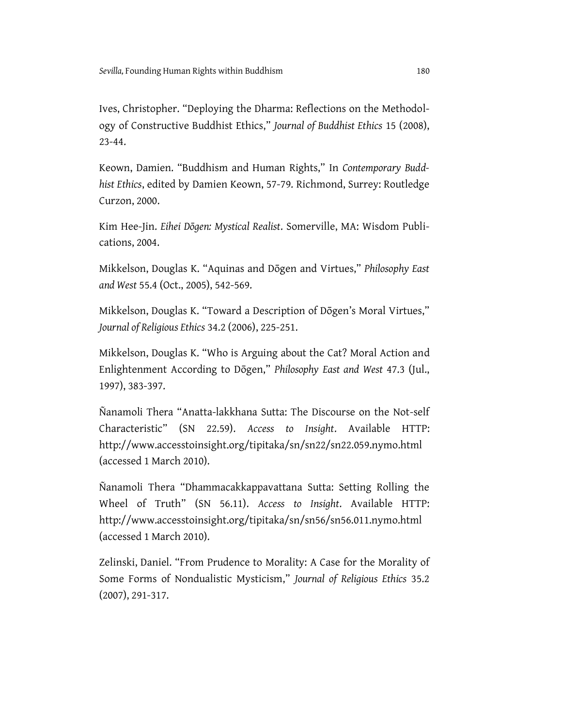Ives, Christopher. "Deploying the Dharma: Reflections on the Methodology of Constructive Buddhist Ethics," *Journal of Buddhist Ethics* 15 (2008), 23-44.

Keown, Damien. "Buddhism and Human Rights," In *Contemporary Buddhist Ethics*, edited by Damien Keown, 57-79. Richmond, Surrey: Routledge Curzon, 2000.

Kim Hee-Jin. *Eihei Dōgen: Mystical Realist*. Somerville, MA: Wisdom Publications, 2004.

Mikkelson, Douglas K. "Aquinas and Dōgen and Virtues," *Philosophy East and West* 55.4 (Oct., 2005), 542-569.

Mikkelson, Douglas K. "Toward a Description of Dōgen's Moral Virtues," *Journal of Religious Ethics* 34.2 (2006), 225-251.

Mikkelson, Douglas K. "Who is Arguing about the Cat? Moral Action and Enlightenment According to Dōgen," *Philosophy East and West* 47.3 (Jul., 1997), 383-397.

Ñanamoli Thera "Anatta-lakkhana Sutta: The Discourse on the Not-self Characteristic" (SN 22.59). *Access to Insight*. Available HTTP: http://www.accesstoinsight.org/tipitaka/sn/sn22/sn22.059.nymo.html (accessed 1 March 2010).

Ñanamoli Thera "Dhammacakkappavattana Sutta: Setting Rolling the Wheel of Truth" (SN 56.11). *Access to Insight*. Available HTTP: http://www.accesstoinsight.org/tipitaka/sn/sn56/sn56.011.nymo.html (accessed 1 March 2010).

Zelinski, Daniel. "From Prudence to Morality: A Case for the Morality of Some Forms of Nondualistic Mysticism," *Journal of Religious Ethics* 35.2 (2007), 291-317.